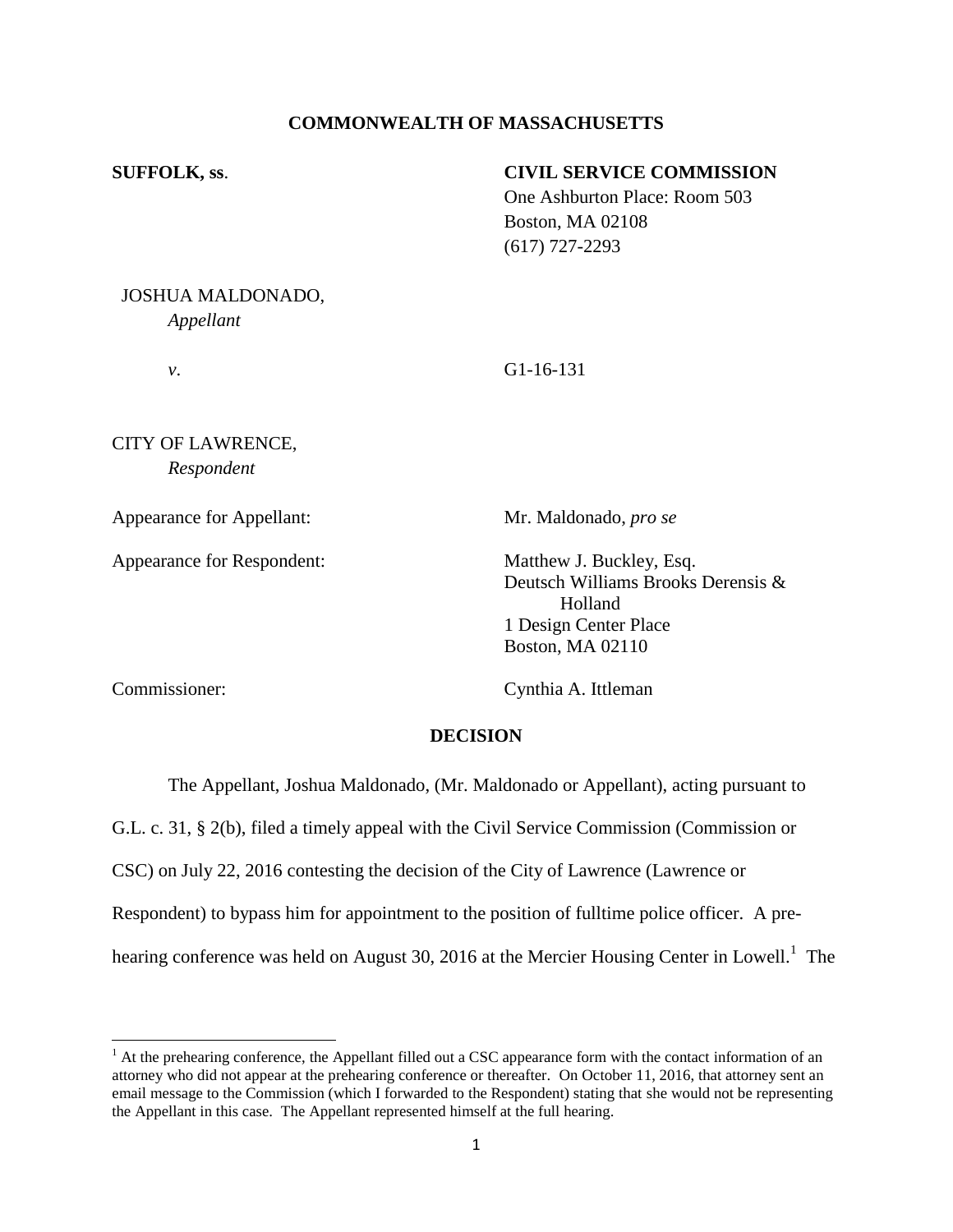**COMMONWEALTH OF MASSACHUSETTS**

**SUFFOLK, ss.**

**CIVIL SERVICE COMMISSION**
One Ashburton Place: Room 503
Boston, MA 02108
(617) 727-2293

JOSHUA MALDONADO,
*Appellant*

*v.*

G1-16-131

CITY OF LAWRENCE,
*Respondent*

Appearance for Appellant: Mr. Maldonado, *pro se*

Appearance for Respondent: Matthew J. Buckley, Esq.
Deutsch Williams Brooks Derensis & Holland
1 Design Center Place
Boston, MA 02110

Commissioner: Cynthia A. Ittleman

**DECISION**

The Appellant, Joshua Maldonado, (Mr. Maldonado or Appellant), acting pursuant to G.L. c. 31, § 2(b), filed a timely appeal with the Civil Service Commission (Commission or CSC) on July 22, 2016 contesting the decision of the City of Lawrence (Lawrence or Respondent) to bypass him for appointment to the position of fulltime police officer. A pre-hearing conference was held on August 30, 2016 at the Mercier Housing Center in Lowell.[1] The

[1] At the prehearing conference, the Appellant filled out a CSC appearance form with the contact information of an attorney who did not appear at the prehearing conference or thereafter. On October 11, 2016, that attorney sent an email message to the Commission (which I forwarded to the Respondent) stating that she would not be representing the Appellant in this case. The Appellant represented himself at the full hearing.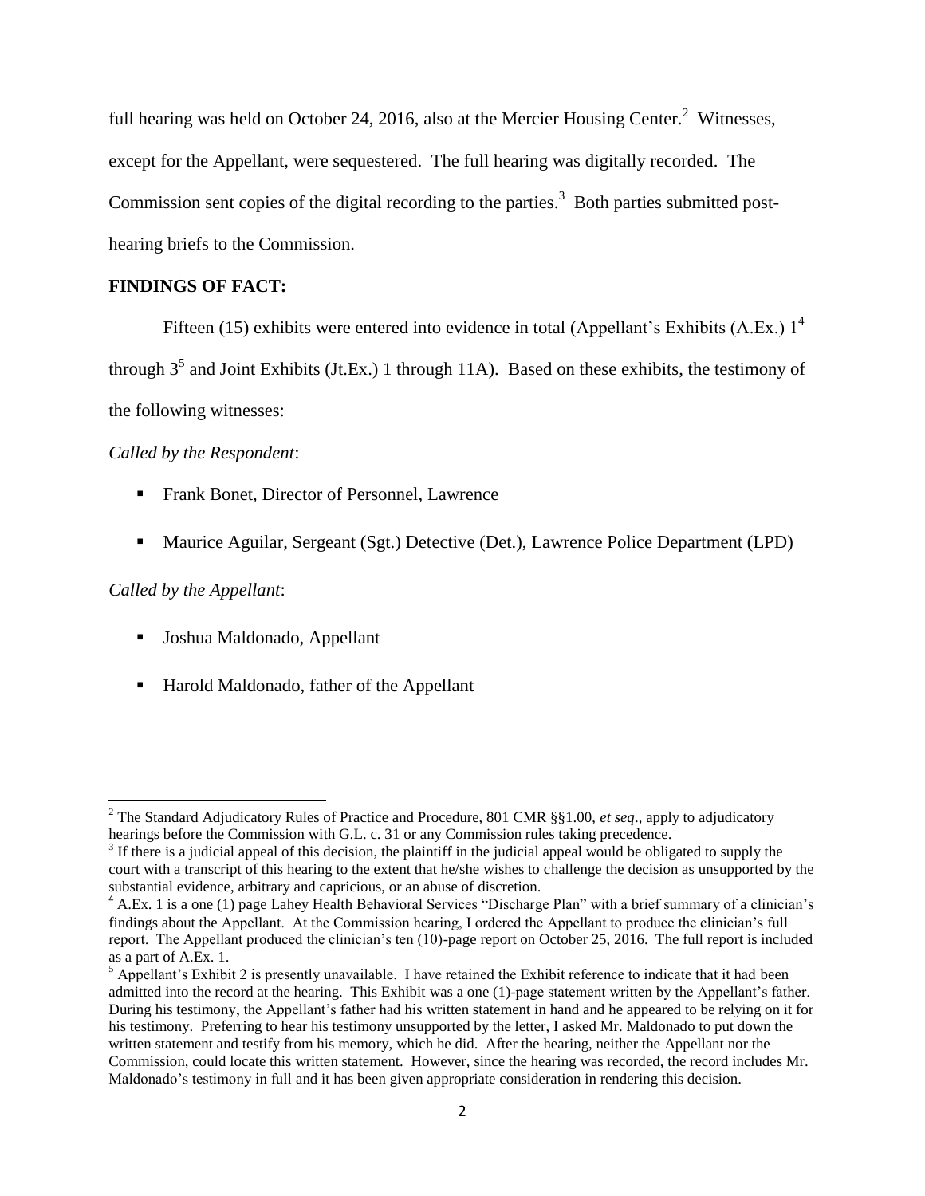full hearing was held on October 24, 2016, also at the Mercier Housing Center.[2] Witnesses, except for the Appellant, were sequestered. The full hearing was digitally recorded. The Commission sent copies of the digital recording to the parties.[3] Both parties submitted post-hearing briefs to the Commission.

## FINDINGS OF FACT:

Fifteen (15) exhibits were entered into evidence in total (Appellant's Exhibits (A.Ex.) 1[4] through 3[5] and Joint Exhibits (Jt.Ex.) 1 through 11A). Based on these exhibits, the testimony of the following witnesses:

*Called by the Respondent*:

- Frank Bonet, Director of Personnel, Lawrence
- Maurice Aguilar, Sergeant (Sgt.) Detective (Det.), Lawrence Police Department (LPD)

*Called by the Appellant*:

- Joshua Maldonado, Appellant
- Harold Maldonado, father of the Appellant

---

[2] The Standard Adjudicatory Rules of Practice and Procedure, 801 CMR §§1.00, *et seq*., apply to adjudicatory hearings before the Commission with G.L. c. 31 or any Commission rules taking precedence.

[3] If there is a judicial appeal of this decision, the plaintiff in the judicial appeal would be obligated to supply the court with a transcript of this hearing to the extent that he/she wishes to challenge the decision as unsupported by the substantial evidence, arbitrary and capricious, or an abuse of discretion.

[4] A.Ex. 1 is a one (1) page Lahey Health Behavioral Services "Discharge Plan" with a brief summary of a clinician's findings about the Appellant. At the Commission hearing, I ordered the Appellant to produce the clinician's full report. The Appellant produced the clinician's ten (10)-page report on October 25, 2016. The full report is included as a part of A.Ex. 1.

[5] Appellant's Exhibit 2 is presently unavailable. I have retained the Exhibit reference to indicate that it had been admitted into the record at the hearing. This Exhibit was a one (1)-page statement written by the Appellant's father. During his testimony, the Appellant's father had his written statement in hand and he appeared to be relying on it for his testimony. Preferring to hear his testimony unsupported by the letter, I asked Mr. Maldonado to put down the written statement and testify from his memory, which he did. After the hearing, neither the Appellant nor the Commission, could locate this written statement. However, since the hearing was recorded, the record includes Mr. Maldonado's testimony in full and it has been given appropriate consideration in rendering this decision.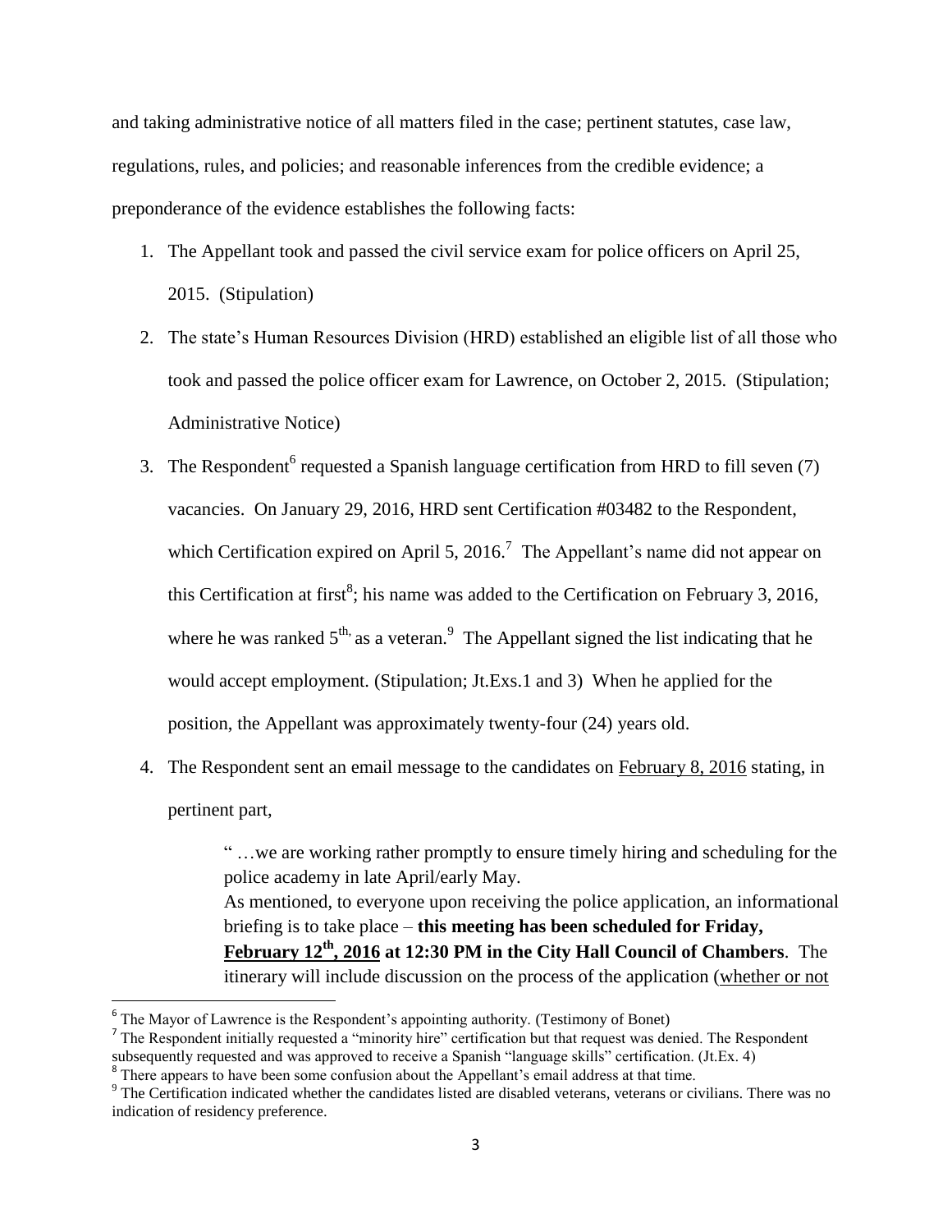and taking administrative notice of all matters filed in the case; pertinent statutes, case law, regulations, rules, and policies; and reasonable inferences from the credible evidence; a preponderance of the evidence establishes the following facts:

1. The Appellant took and passed the civil service exam for police officers on April 25, 2015. (Stipulation)
2. The state's Human Resources Division (HRD) established an eligible list of all those who took and passed the police officer exam for Lawrence, on October 2, 2015. (Stipulation; Administrative Notice)
3. The Respondent[6] requested a Spanish language certification from HRD to fill seven (7) vacancies. On January 29, 2016, HRD sent Certification #03482 to the Respondent, which Certification expired on April 5, 2016.[7] The Appellant's name did not appear on this Certification at first[8]; his name was added to the Certification on February 3, 2016, where he was ranked 5th, as a veteran.[9] The Appellant signed the list indicating that he would accept employment. (Stipulation; Jt.Exs.1 and 3) When he applied for the position, the Appellant was approximately twenty-four (24) years old.
4. The Respondent sent an email message to the candidates on <u>February 8, 2016</u> stating, in pertinent part,

> " …we are working rather promptly to ensure timely hiring and scheduling for the police academy in late April/early May.
> As mentioned, to everyone upon receiving the police application, an informational briefing is to take place – **this meeting has been scheduled for Friday, <u>February 12th, 2016</u> at 12:30 PM in the City Hall Council of Chambers**. The itinerary will include discussion on the process of the application (<u>whether or not</u>

---

[6] The Mayor of Lawrence is the Respondent's appointing authority. (Testimony of Bonet)

[7] The Respondent initially requested a "minority hire" certification but that request was denied. The Respondent subsequently requested and was approved to receive a Spanish "language skills" certification. (Jt.Ex. 4)

[8] There appears to have been some confusion about the Appellant's email address at that time.

[9] The Certification indicated whether the candidates listed are disabled veterans, veterans or civilians. There was no indication of residency preference.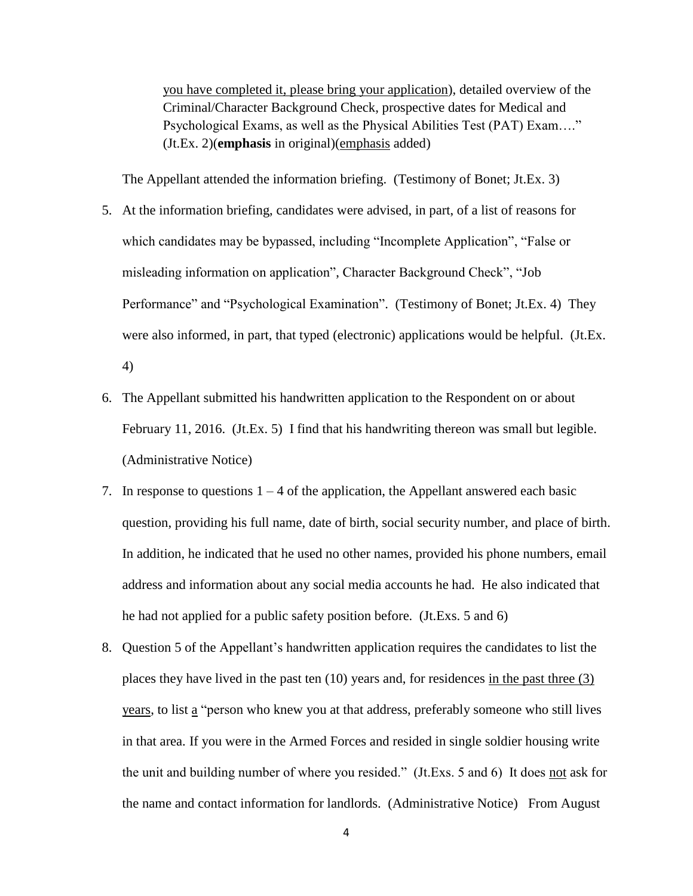you have completed it, please bring your application), detailed overview of the Criminal/Character Background Check, prospective dates for Medical and Psychological Exams, as well as the Physical Abilities Test (PAT) Exam…." (Jt.Ex. 2)(**emphasis** in original)(emphasis added)

The Appellant attended the information briefing. (Testimony of Bonet; Jt.Ex. 3)

5. At the information briefing, candidates were advised, in part, of a list of reasons for which candidates may be bypassed, including "Incomplete Application", "False or misleading information on application", Character Background Check", "Job Performance" and "Psychological Examination". (Testimony of Bonet; Jt.Ex. 4) They were also informed, in part, that typed (electronic) applications would be helpful. (Jt.Ex. 4)
6. The Appellant submitted his handwritten application to the Respondent on or about February 11, 2016. (Jt.Ex. 5) I find that his handwriting thereon was small but legible. (Administrative Notice)
7. In response to questions 1 – 4 of the application, the Appellant answered each basic question, providing his full name, date of birth, social security number, and place of birth. In addition, he indicated that he used no other names, provided his phone numbers, email address and information about any social media accounts he had. He also indicated that he had not applied for a public safety position before. (Jt.Exs. 5 and 6)
8. Question 5 of the Appellant's handwritten application requires the candidates to list the places they have lived in the past ten (10) years and, for residences in the past three (3) years, to list a "person who knew you at that address, preferably someone who still lives in that area. If you were in the Armed Forces and resided in single soldier housing write the unit and building number of where you resided." (Jt.Exs. 5 and 6) It does not ask for the name and contact information for landlords. (Administrative Notice) From August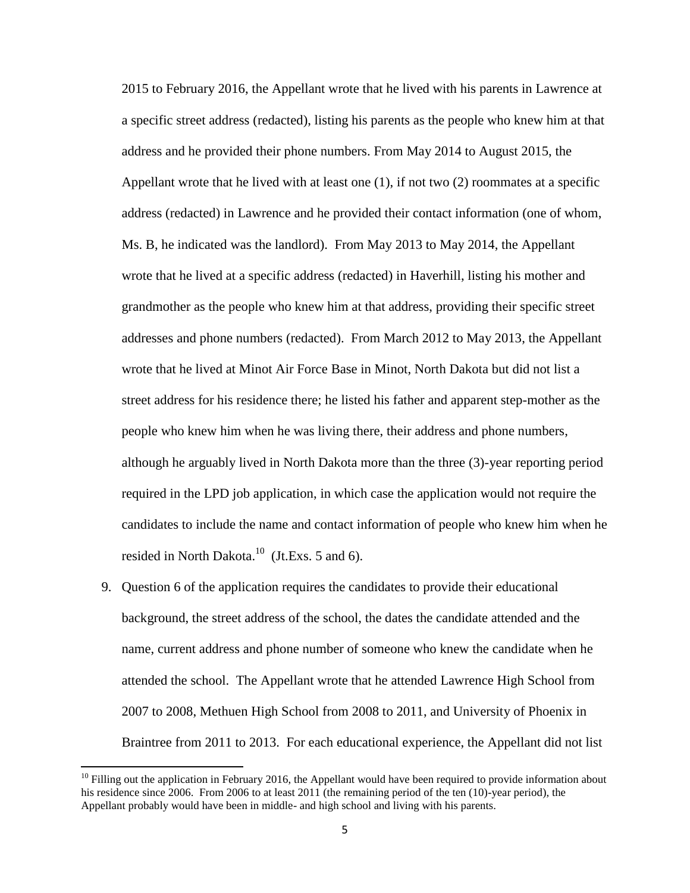2015 to February 2016, the Appellant wrote that he lived with his parents in Lawrence at a specific street address (redacted), listing his parents as the people who knew him at that address and he provided their phone numbers. From May 2014 to August 2015, the Appellant wrote that he lived with at least one (1), if not two (2) roommates at a specific address (redacted) in Lawrence and he provided their contact information (one of whom, Ms. B, he indicated was the landlord). From May 2013 to May 2014, the Appellant wrote that he lived at a specific address (redacted) in Haverhill, listing his mother and grandmother as the people who knew him at that address, providing their specific street addresses and phone numbers (redacted). From March 2012 to May 2013, the Appellant wrote that he lived at Minot Air Force Base in Minot, North Dakota but did not list a street address for his residence there; he listed his father and apparent step-mother as the people who knew him when he was living there, their address and phone numbers, although he arguably lived in North Dakota more than the three (3)-year reporting period required in the LPD job application, in which case the application would not require the candidates to include the name and contact information of people who knew him when he resided in North Dakota.[10] (Jt.Exs. 5 and 6).

9. Question 6 of the application requires the candidates to provide their educational background, the street address of the school, the dates the candidate attended and the name, current address and phone number of someone who knew the candidate when he attended the school. The Appellant wrote that he attended Lawrence High School from 2007 to 2008, Methuen High School from 2008 to 2011, and University of Phoenix in Braintree from 2011 to 2013. For each educational experience, the Appellant did not list

---

[10] Filling out the application in February 2016, the Appellant would have been required to provide information about his residence since 2006. From 2006 to at least 2011 (the remaining period of the ten (10)-year period), the Appellant probably would have been in middle- and high school and living with his parents.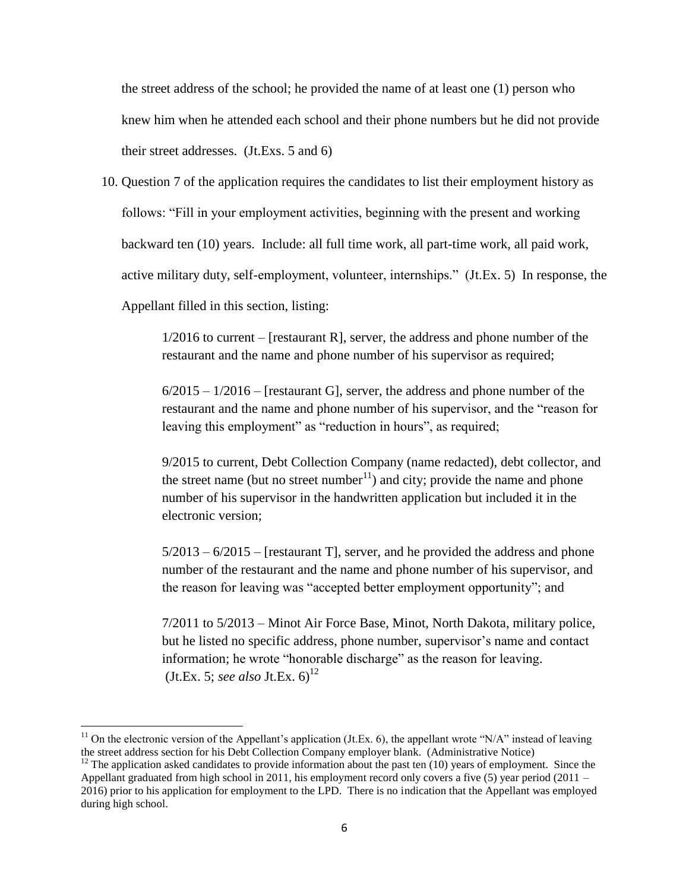the street address of the school; he provided the name of at least one (1) person who knew him when he attended each school and their phone numbers but he did not provide their street addresses. (Jt.Exs. 5 and 6)

10. Question 7 of the application requires the candidates to list their employment history as follows: "Fill in your employment activities, beginning with the present and working backward ten (10) years. Include: all full time work, all part-time work, all paid work, active military duty, self-employment, volunteer, internships." (Jt.Ex. 5) In response, the Appellant filled in this section, listing:

    1/2016 to current – [restaurant R], server, the address and phone number of the restaurant and the name and phone number of his supervisor as required;

    6/2015 – 1/2016 – [restaurant G], server, the address and phone number of the restaurant and the name and phone number of his supervisor, and the "reason for leaving this employment" as "reduction in hours", as required;

    9/2015 to current, Debt Collection Company (name redacted), debt collector, and the street name (but no street number[11]) and city; provide the name and phone number of his supervisor in the handwritten application but included it in the electronic version;

    5/2013 – 6/2015 – [restaurant T], server, and he provided the address and phone number of the restaurant and the name and phone number of his supervisor, and the reason for leaving was "accepted better employment opportunity"; and

    7/2011 to 5/2013 – Minot Air Force Base, Minot, North Dakota, military police, but he listed no specific address, phone number, supervisor's name and contact information; he wrote "honorable discharge" as the reason for leaving. (Jt.Ex. 5; *see also* Jt.Ex. 6)[12]

---

[11] On the electronic version of the Appellant's application (Jt.Ex. 6), the appellant wrote "N/A" instead of leaving the street address section for his Debt Collection Company employer blank. (Administrative Notice)

[12] The application asked candidates to provide information about the past ten (10) years of employment. Since the Appellant graduated from high school in 2011, his employment record only covers a five (5) year period (2011 – 2016) prior to his application for employment to the LPD. There is no indication that the Appellant was employed during high school.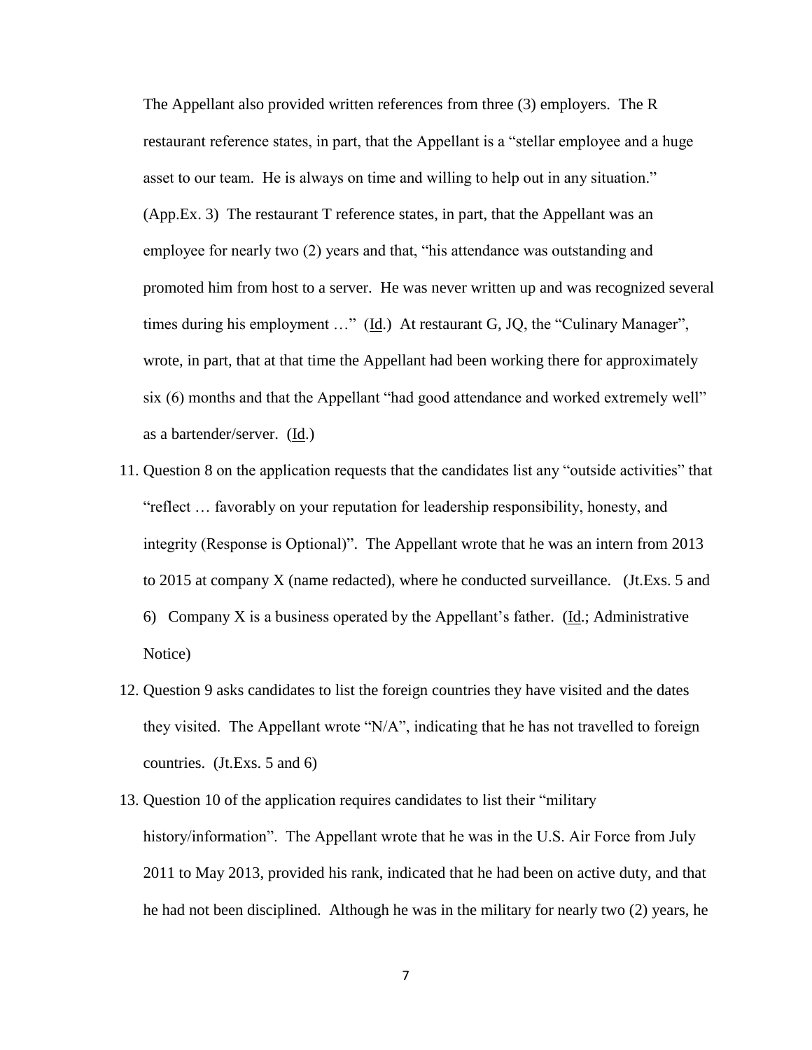The Appellant also provided written references from three (3) employers. The R restaurant reference states, in part, that the Appellant is a "stellar employee and a huge asset to our team. He is always on time and willing to help out in any situation." (App.Ex. 3) The restaurant T reference states, in part, that the Appellant was an employee for nearly two (2) years and that, "his attendance was outstanding and promoted him from host to a server. He was never written up and was recognized several times during his employment …" (Id.) At restaurant G, JQ, the "Culinary Manager", wrote, in part, that at that time the Appellant had been working there for approximately six (6) months and that the Appellant "had good attendance and worked extremely well" as a bartender/server. (Id.)

11. Question 8 on the application requests that the candidates list any "outside activities" that "reflect … favorably on your reputation for leadership responsibility, honesty, and integrity (Response is Optional)". The Appellant wrote that he was an intern from 2013 to 2015 at company X (name redacted), where he conducted surveillance. (Jt.Exs. 5 and 6) Company X is a business operated by the Appellant's father. (Id.; Administrative Notice)

12. Question 9 asks candidates to list the foreign countries they have visited and the dates they visited. The Appellant wrote "N/A", indicating that he has not travelled to foreign countries. (Jt.Exs. 5 and 6)

13. Question 10 of the application requires candidates to list their "military history/information". The Appellant wrote that he was in the U.S. Air Force from July 2011 to May 2013, provided his rank, indicated that he had been on active duty, and that he had not been disciplined. Although he was in the military for nearly two (2) years, he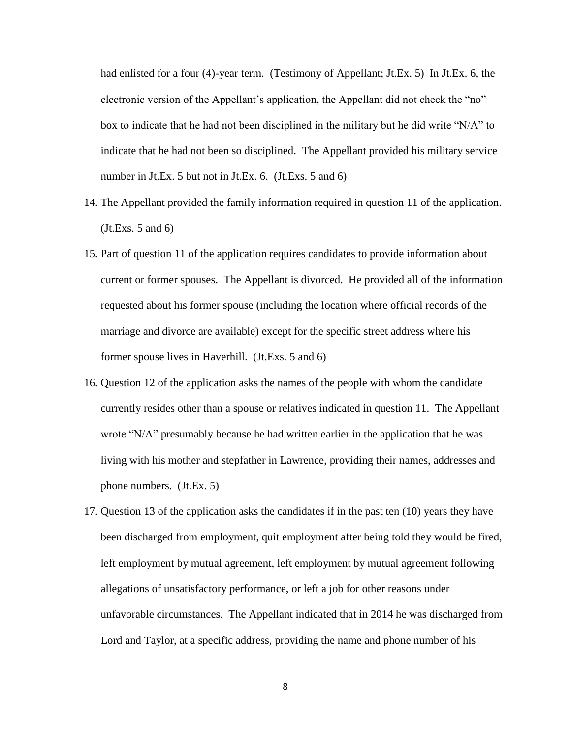had enlisted for a four (4)-year term. (Testimony of Appellant; Jt.Ex. 5) In Jt.Ex. 6, the electronic version of the Appellant's application, the Appellant did not check the "no" box to indicate that he had not been disciplined in the military but he did write "N/A" to indicate that he had not been so disciplined. The Appellant provided his military service number in Jt.Ex. 5 but not in Jt.Ex. 6. (Jt.Exs. 5 and 6)

14. The Appellant provided the family information required in question 11 of the application. (Jt.Exs. 5 and 6)
15. Part of question 11 of the application requires candidates to provide information about current or former spouses. The Appellant is divorced. He provided all of the information requested about his former spouse (including the location where official records of the marriage and divorce are available) except for the specific street address where his former spouse lives in Haverhill. (Jt.Exs. 5 and 6)
16. Question 12 of the application asks the names of the people with whom the candidate currently resides other than a spouse or relatives indicated in question 11. The Appellant wrote "N/A" presumably because he had written earlier in the application that he was living with his mother and stepfather in Lawrence, providing their names, addresses and phone numbers. (Jt.Ex. 5)
17. Question 13 of the application asks the candidates if in the past ten (10) years they have been discharged from employment, quit employment after being told they would be fired, left employment by mutual agreement, left employment by mutual agreement following allegations of unsatisfactory performance, or left a job for other reasons under unfavorable circumstances. The Appellant indicated that in 2014 he was discharged from Lord and Taylor, at a specific address, providing the name and phone number of his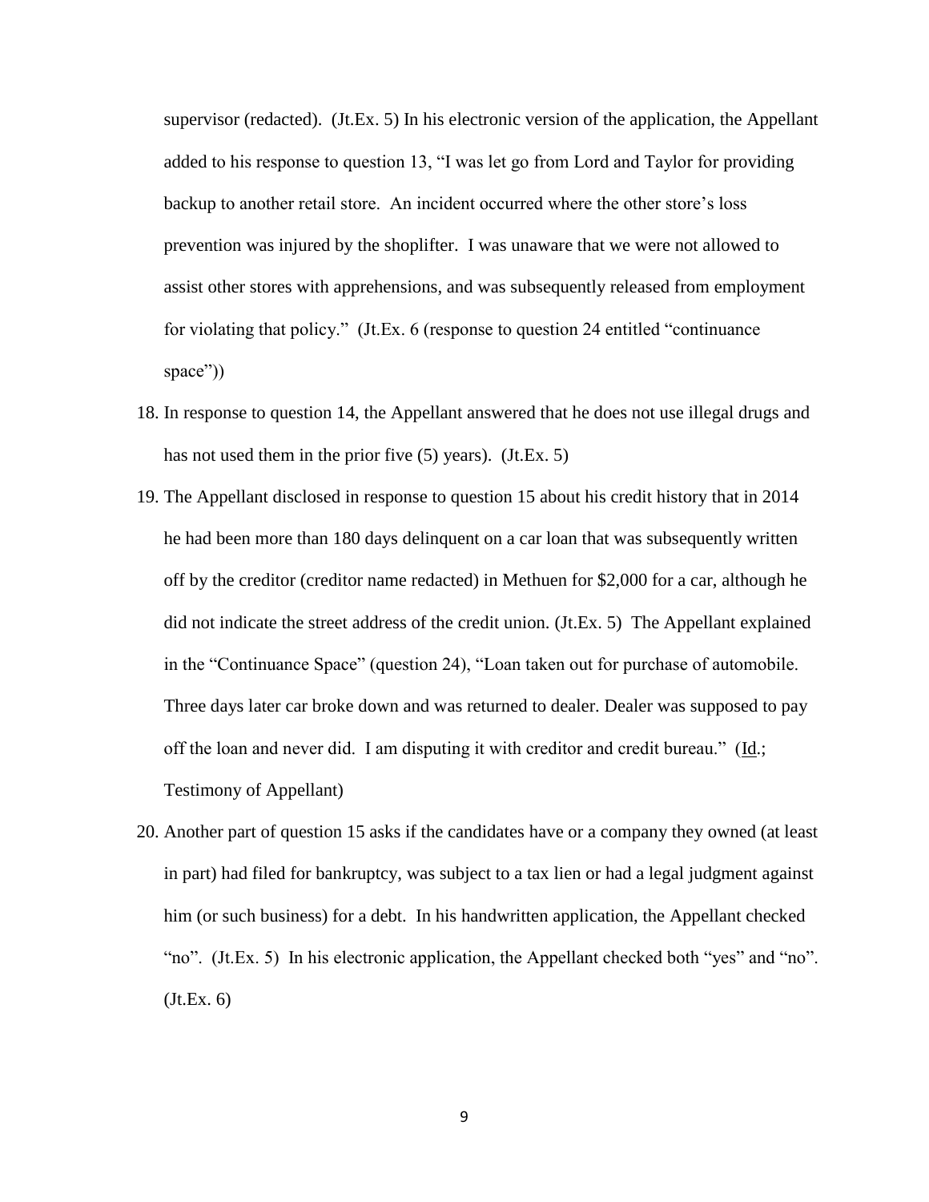supervisor (redacted). (Jt.Ex. 5) In his electronic version of the application, the Appellant added to his response to question 13, "I was let go from Lord and Taylor for providing backup to another retail store. An incident occurred where the other store's loss prevention was injured by the shoplifter. I was unaware that we were not allowed to assist other stores with apprehensions, and was subsequently released from employment for violating that policy." (Jt.Ex. 6 (response to question 24 entitled "continuance space"))

18. In response to question 14, the Appellant answered that he does not use illegal drugs and has not used them in the prior five (5) years). (Jt.Ex. 5)

19. The Appellant disclosed in response to question 15 about his credit history that in 2014 he had been more than 180 days delinquent on a car loan that was subsequently written off by the creditor (creditor name redacted) in Methuen for $2,000 for a car, although he did not indicate the street address of the credit union. (Jt.Ex. 5) The Appellant explained in the "Continuance Space" (question 24), "Loan taken out for purchase of automobile. Three days later car broke down and was returned to dealer. Dealer was supposed to pay off the loan and never did. I am disputing it with creditor and credit bureau." (Id.; Testimony of Appellant)

20. Another part of question 15 asks if the candidates have or a company they owned (at least in part) had filed for bankruptcy, was subject to a tax lien or had a legal judgment against him (or such business) for a debt. In his handwritten application, the Appellant checked "no". (Jt.Ex. 5) In his electronic application, the Appellant checked both "yes" and "no". (Jt.Ex. 6)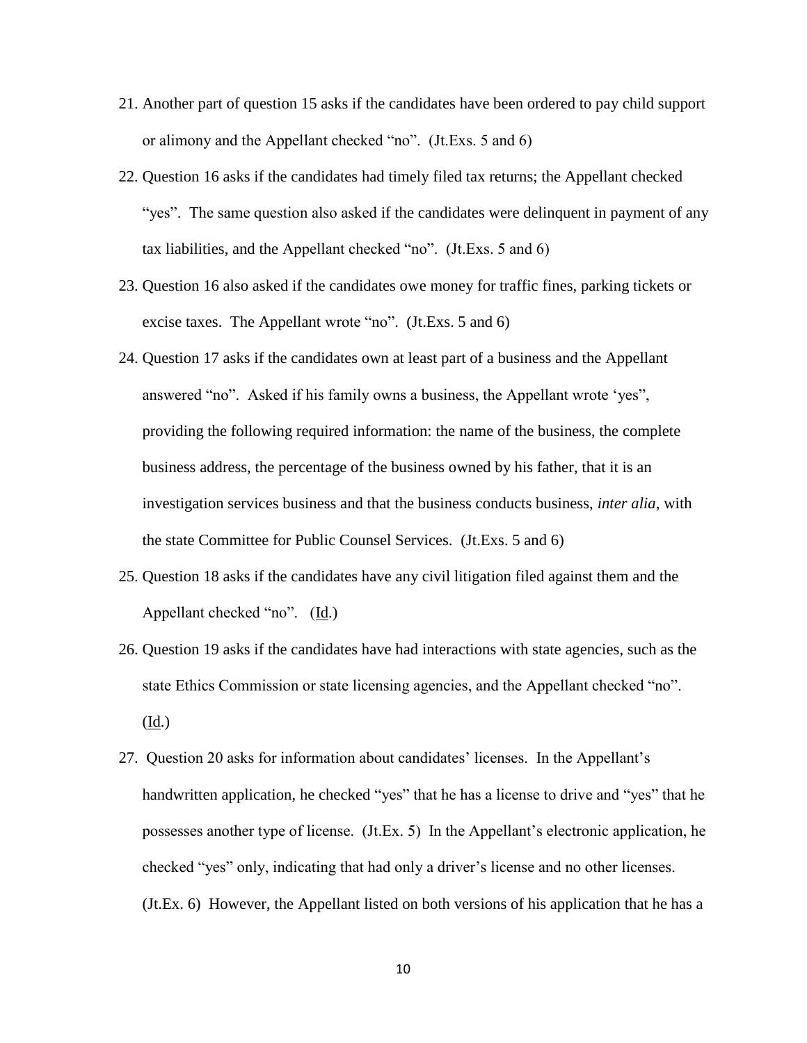21. Another part of question 15 asks if the candidates have been ordered to pay child support or alimony and the Appellant checked "no". (Jt.Exs. 5 and 6)
22. Question 16 asks if the candidates had timely filed tax returns; the Appellant checked "yes". The same question also asked if the candidates were delinquent in payment of any tax liabilities, and the Appellant checked "no". (Jt.Exs. 5 and 6)
23. Question 16 also asked if the candidates owe money for traffic fines, parking tickets or excise taxes. The Appellant wrote "no". (Jt.Exs. 5 and 6)
24. Question 17 asks if the candidates own at least part of a business and the Appellant answered "no". Asked if his family owns a business, the Appellant wrote 'yes", providing the following required information: the name of the business, the complete business address, the percentage of the business owned by his father, that it is an investigation services business and that the business conducts business, *inter alia*, with the state Committee for Public Counsel Services. (Jt.Exs. 5 and 6)
25. Question 18 asks if the candidates have any civil litigation filed against them and the Appellant checked "no". (Id.)
26. Question 19 asks if the candidates have had interactions with state agencies, such as the state Ethics Commission or state licensing agencies, and the Appellant checked "no". (Id.)
27. Question 20 asks for information about candidates' licenses. In the Appellant's handwritten application, he checked "yes" that he has a license to drive and "yes" that he possesses another type of license. (Jt.Ex. 5) In the Appellant's electronic application, he checked "yes" only, indicating that had only a driver's license and no other licenses. (Jt.Ex. 6) However, the Appellant listed on both versions of his application that he has a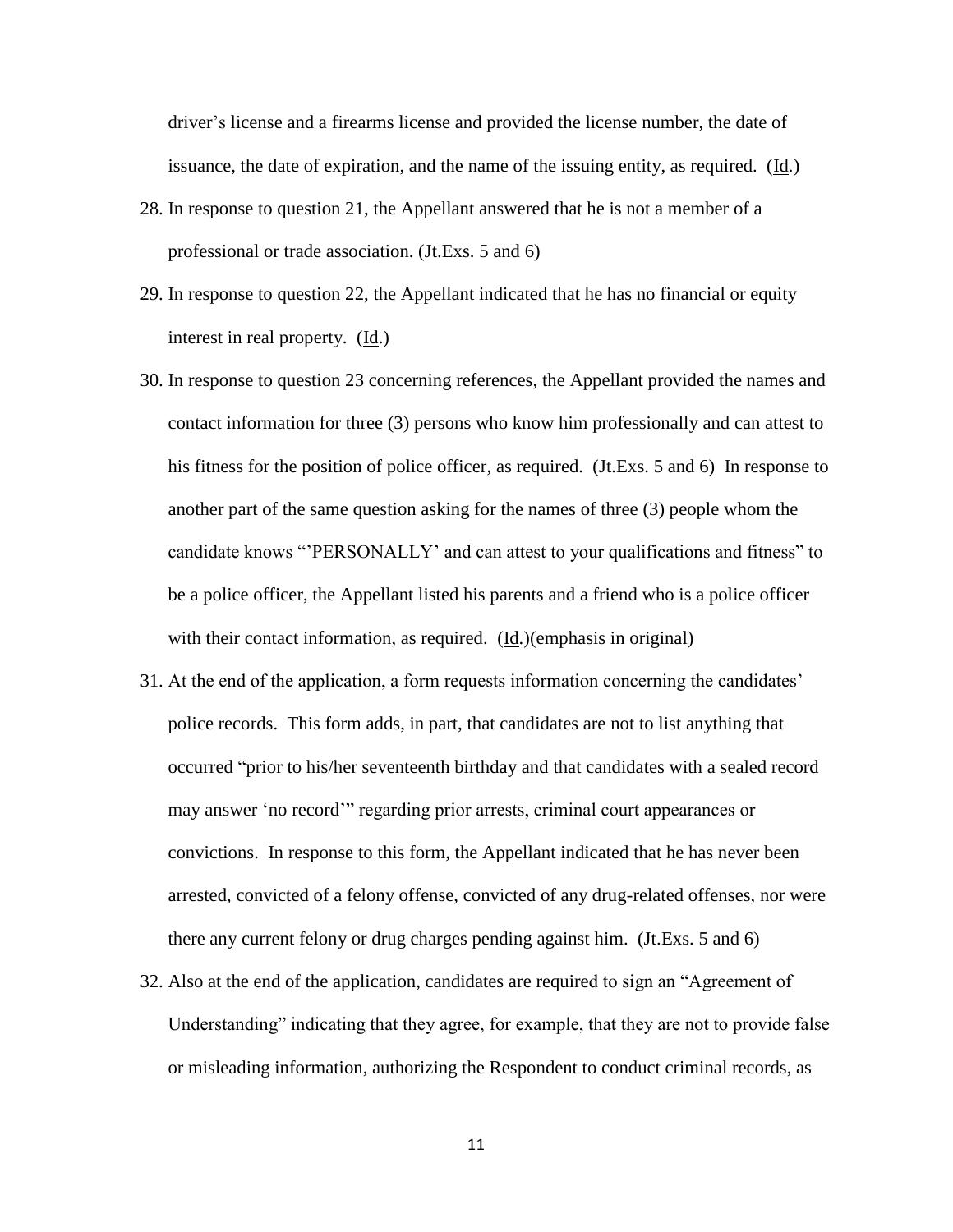driver's license and a firearms license and provided the license number, the date of issuance, the date of expiration, and the name of the issuing entity, as required. (Id.)

28. In response to question 21, the Appellant answered that he is not a member of a professional or trade association. (Jt.Exs. 5 and 6)

29. In response to question 22, the Appellant indicated that he has no financial or equity interest in real property. (Id.)

30. In response to question 23 concerning references, the Appellant provided the names and contact information for three (3) persons who know him professionally and can attest to his fitness for the position of police officer, as required. (Jt.Exs. 5 and 6) In response to another part of the same question asking for the names of three (3) people whom the candidate knows "'PERSONALLY' and can attest to your qualifications and fitness" to be a police officer, the Appellant listed his parents and a friend who is a police officer with their contact information, as required. (Id.)(emphasis in original)

31. At the end of the application, a form requests information concerning the candidates' police records. This form adds, in part, that candidates are not to list anything that occurred "prior to his/her seventeenth birthday and that candidates with a sealed record may answer 'no record'" regarding prior arrests, criminal court appearances or convictions. In response to this form, the Appellant indicated that he has never been arrested, convicted of a felony offense, convicted of any drug-related offenses, nor were there any current felony or drug charges pending against him. (Jt.Exs. 5 and 6)

32. Also at the end of the application, candidates are required to sign an "Agreement of Understanding" indicating that they agree, for example, that they are not to provide false or misleading information, authorizing the Respondent to conduct criminal records, as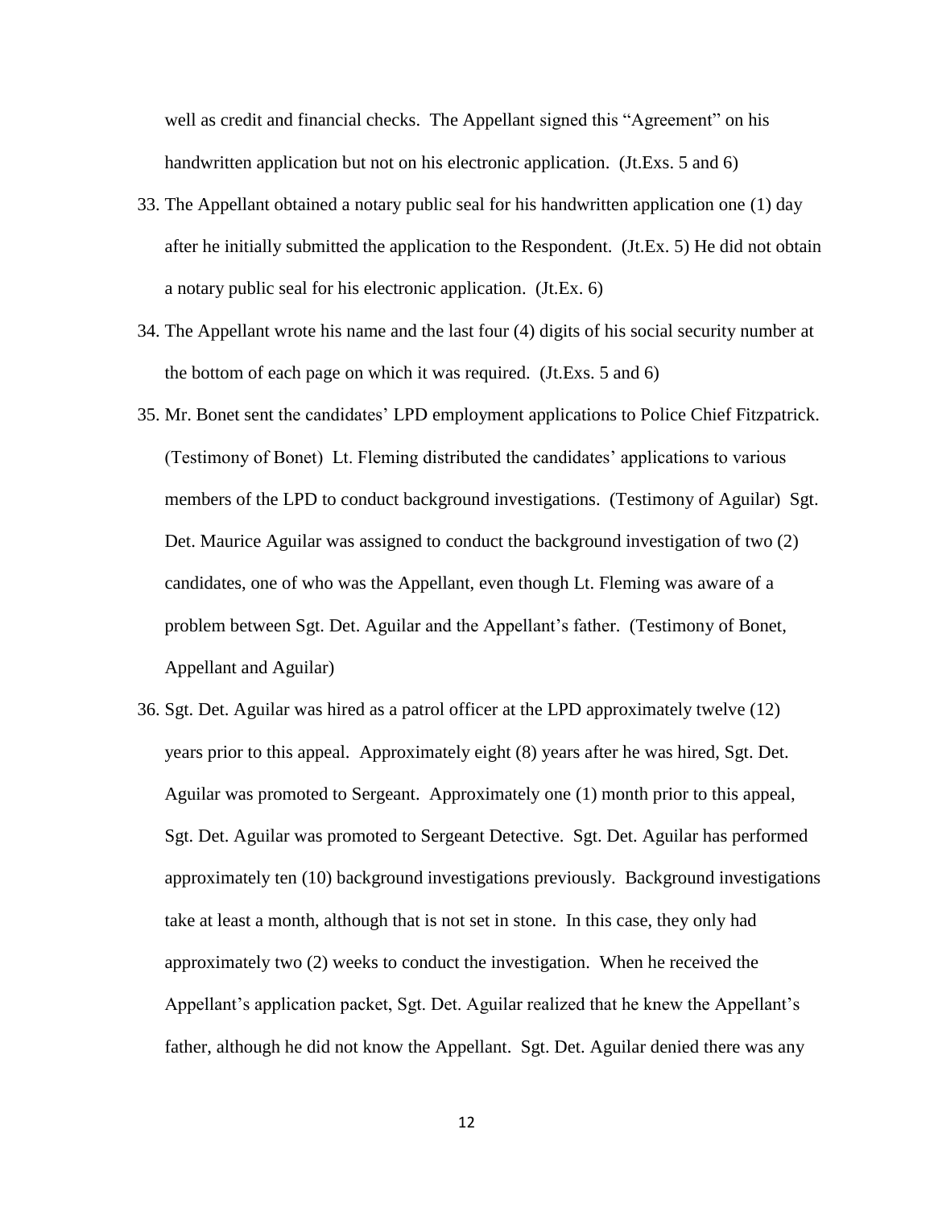well as credit and financial checks. The Appellant signed this "Agreement" on his handwritten application but not on his electronic application. (Jt.Exs. 5 and 6)

33. The Appellant obtained a notary public seal for his handwritten application one (1) day after he initially submitted the application to the Respondent. (Jt.Ex. 5) He did not obtain a notary public seal for his electronic application. (Jt.Ex. 6)
34. The Appellant wrote his name and the last four (4) digits of his social security number at the bottom of each page on which it was required. (Jt.Exs. 5 and 6)
35. Mr. Bonet sent the candidates' LPD employment applications to Police Chief Fitzpatrick. (Testimony of Bonet) Lt. Fleming distributed the candidates' applications to various members of the LPD to conduct background investigations. (Testimony of Aguilar) Sgt. Det. Maurice Aguilar was assigned to conduct the background investigation of two (2) candidates, one of who was the Appellant, even though Lt. Fleming was aware of a problem between Sgt. Det. Aguilar and the Appellant's father. (Testimony of Bonet, Appellant and Aguilar)
36. Sgt. Det. Aguilar was hired as a patrol officer at the LPD approximately twelve (12) years prior to this appeal. Approximately eight (8) years after he was hired, Sgt. Det. Aguilar was promoted to Sergeant. Approximately one (1) month prior to this appeal, Sgt. Det. Aguilar was promoted to Sergeant Detective. Sgt. Det. Aguilar has performed approximately ten (10) background investigations previously. Background investigations take at least a month, although that is not set in stone. In this case, they only had approximately two (2) weeks to conduct the investigation. When he received the Appellant's application packet, Sgt. Det. Aguilar realized that he knew the Appellant's father, although he did not know the Appellant. Sgt. Det. Aguilar denied there was any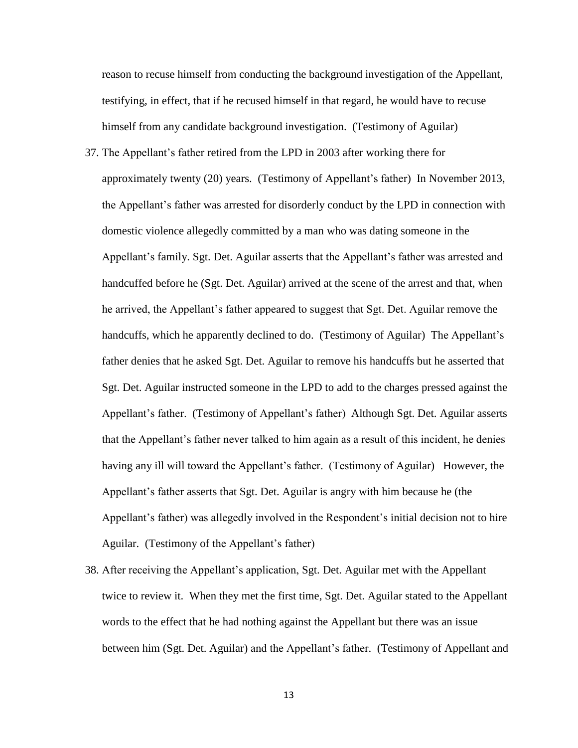reason to recuse himself from conducting the background investigation of the Appellant, testifying, in effect, that if he recused himself in that regard, he would have to recuse himself from any candidate background investigation. (Testimony of Aguilar)

37. The Appellant's father retired from the LPD in 2003 after working there for approximately twenty (20) years. (Testimony of Appellant's father) In November 2013, the Appellant's father was arrested for disorderly conduct by the LPD in connection with domestic violence allegedly committed by a man who was dating someone in the Appellant's family. Sgt. Det. Aguilar asserts that the Appellant's father was arrested and handcuffed before he (Sgt. Det. Aguilar) arrived at the scene of the arrest and that, when he arrived, the Appellant's father appeared to suggest that Sgt. Det. Aguilar remove the handcuffs, which he apparently declined to do. (Testimony of Aguilar) The Appellant's father denies that he asked Sgt. Det. Aguilar to remove his handcuffs but he asserted that Sgt. Det. Aguilar instructed someone in the LPD to add to the charges pressed against the Appellant's father. (Testimony of Appellant's father) Although Sgt. Det. Aguilar asserts that the Appellant's father never talked to him again as a result of this incident, he denies having any ill will toward the Appellant's father. (Testimony of Aguilar) However, the Appellant's father asserts that Sgt. Det. Aguilar is angry with him because he (the Appellant's father) was allegedly involved in the Respondent's initial decision not to hire Aguilar. (Testimony of the Appellant's father)

38. After receiving the Appellant's application, Sgt. Det. Aguilar met with the Appellant twice to review it. When they met the first time, Sgt. Det. Aguilar stated to the Appellant words to the effect that he had nothing against the Appellant but there was an issue between him (Sgt. Det. Aguilar) and the Appellant's father. (Testimony of Appellant and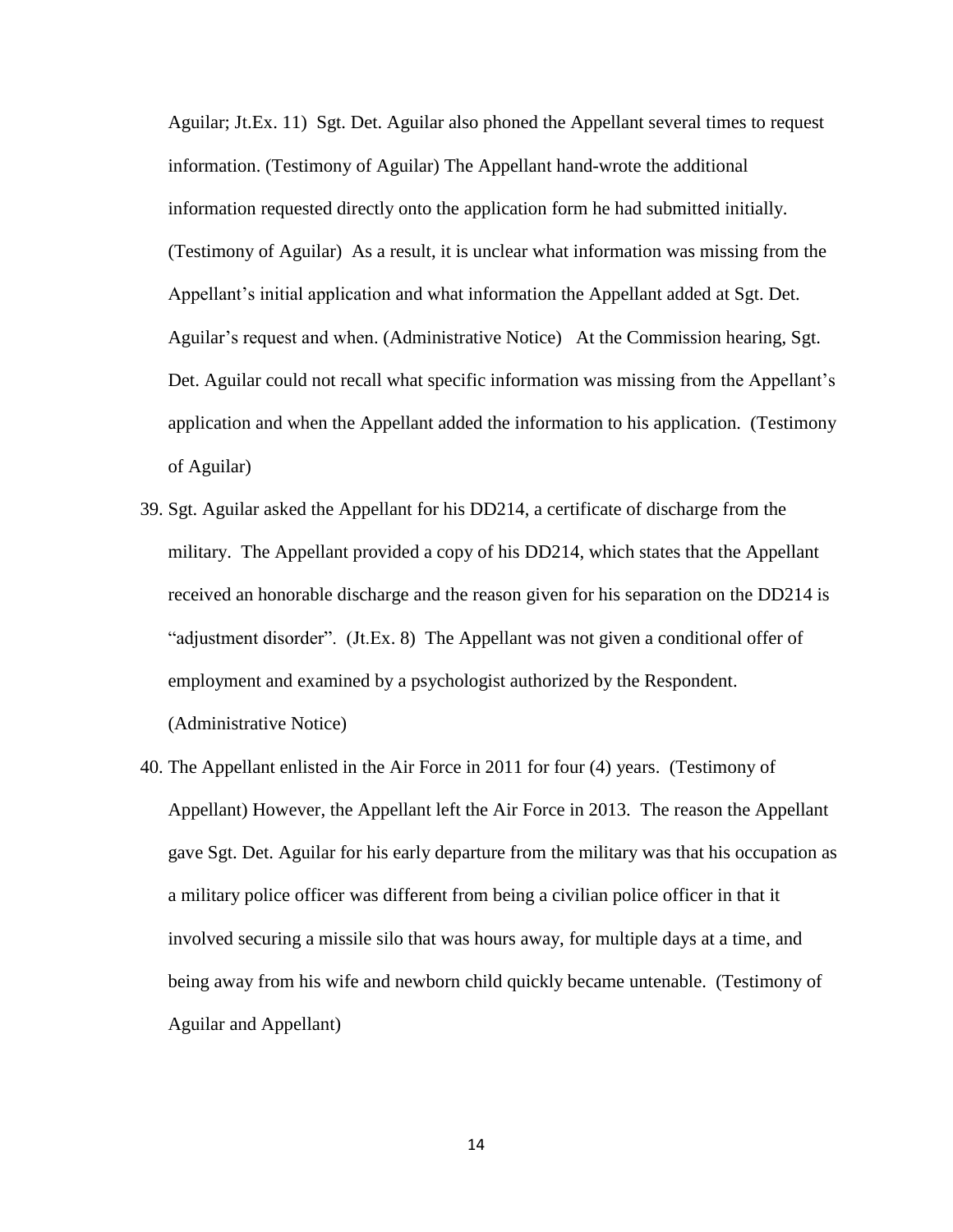Aguilar; Jt.Ex. 11) Sgt. Det. Aguilar also phoned the Appellant several times to request information. (Testimony of Aguilar) The Appellant hand-wrote the additional information requested directly onto the application form he had submitted initially. (Testimony of Aguilar) As a result, it is unclear what information was missing from the Appellant's initial application and what information the Appellant added at Sgt. Det. Aguilar's request and when. (Administrative Notice) At the Commission hearing, Sgt. Det. Aguilar could not recall what specific information was missing from the Appellant's application and when the Appellant added the information to his application. (Testimony of Aguilar)

39. Sgt. Aguilar asked the Appellant for his DD214, a certificate of discharge from the military. The Appellant provided a copy of his DD214, which states that the Appellant received an honorable discharge and the reason given for his separation on the DD214 is "adjustment disorder". (Jt.Ex. 8) The Appellant was not given a conditional offer of employment and examined by a psychologist authorized by the Respondent. (Administrative Notice)

40. The Appellant enlisted in the Air Force in 2011 for four (4) years. (Testimony of Appellant) However, the Appellant left the Air Force in 2013. The reason the Appellant gave Sgt. Det. Aguilar for his early departure from the military was that his occupation as a military police officer was different from being a civilian police officer in that it involved securing a missile silo that was hours away, for multiple days at a time, and being away from his wife and newborn child quickly became untenable. (Testimony of Aguilar and Appellant)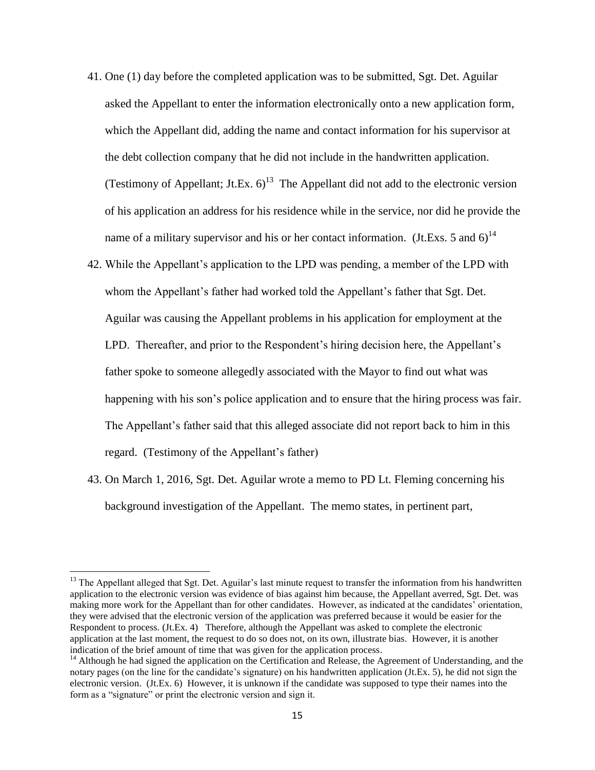41. One (1) day before the completed application was to be submitted, Sgt. Det. Aguilar asked the Appellant to enter the information electronically onto a new application form, which the Appellant did, adding the name and contact information for his supervisor at the debt collection company that he did not include in the handwritten application. (Testimony of Appellant; Jt.Ex. 6)[13] The Appellant did not add to the electronic version of his application an address for his residence while in the service, nor did he provide the name of a military supervisor and his or her contact information. (Jt.Exs. 5 and 6)[14]

42. While the Appellant's application to the LPD was pending, a member of the LPD with whom the Appellant's father had worked told the Appellant's father that Sgt. Det. Aguilar was causing the Appellant problems in his application for employment at the LPD. Thereafter, and prior to the Respondent's hiring decision here, the Appellant's father spoke to someone allegedly associated with the Mayor to find out what was happening with his son's police application and to ensure that the hiring process was fair. The Appellant's father said that this alleged associate did not report back to him in this regard. (Testimony of the Appellant's father)

43. On March 1, 2016, Sgt. Det. Aguilar wrote a memo to PD Lt. Fleming concerning his background investigation of the Appellant. The memo states, in pertinent part,

---

[13] The Appellant alleged that Sgt. Det. Aguilar's last minute request to transfer the information from his handwritten application to the electronic version was evidence of bias against him because, the Appellant averred, Sgt. Det. was making more work for the Appellant than for other candidates. However, as indicated at the candidates' orientation, they were advised that the electronic version of the application was preferred because it would be easier for the Respondent to process. (Jt.Ex. 4) Therefore, although the Appellant was asked to complete the electronic application at the last moment, the request to do so does not, on its own, illustrate bias. However, it is another indication of the brief amount of time that was given for the application process.

[14] Although he had signed the application on the Certification and Release, the Agreement of Understanding, and the notary pages (on the line for the candidate's signature) on his handwritten application (Jt.Ex. 5), he did not sign the electronic version. (Jt.Ex. 6) However, it is unknown if the candidate was supposed to type their names into the form as a "signature" or print the electronic version and sign it.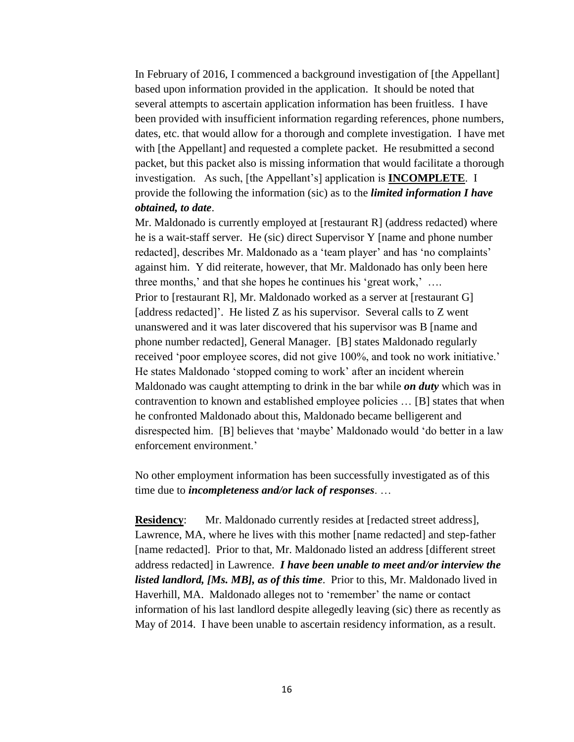In February of 2016, I commenced a background investigation of [the Appellant] based upon information provided in the application. It should be noted that several attempts to ascertain application information has been fruitless. I have been provided with insufficient information regarding references, phone numbers, dates, etc. that would allow for a thorough and complete investigation. I have met with [the Appellant] and requested a complete packet. He resubmitted a second packet, but this packet also is missing information that would facilitate a thorough investigation. As such, [the Appellant's] application is **<u>INCOMPLETE</u>**. I provide the following the information (sic) as to the ***limited information I have obtained, to date***.

Mr. Maldonado is currently employed at [restaurant R] (address redacted) where he is a wait-staff server. He (sic) direct Supervisor Y [name and phone number redacted], describes Mr. Maldonado as a 'team player' and has 'no complaints' against him. Y did reiterate, however, that Mr. Maldonado has only been here three months,' and that she hopes he continues his 'great work,' ….

Prior to [restaurant R], Mr. Maldonado worked as a server at [restaurant G] [address redacted]'. He listed Z as his supervisor. Several calls to Z went unanswered and it was later discovered that his supervisor was B [name and phone number redacted], General Manager. [B] states Maldonado regularly received 'poor employee scores, did not give 100%, and took no work initiative.' He states Maldonado 'stopped coming to work' after an incident wherein Maldonado was caught attempting to drink in the bar while ***on duty*** which was in contravention to known and established employee policies … [B] states that when he confronted Maldonado about this, Maldonado became belligerent and disrespected him. [B] believes that 'maybe' Maldonado would 'do better in a law enforcement environment.'

No other employment information has been successfully investigated as of this time due to ***incompleteness and/or lack of responses***. …

**<u>Residency</u>**: Mr. Maldonado currently resides at [redacted street address], Lawrence, MA, where he lives with this mother [name redacted] and step-father [name redacted]. Prior to that, Mr. Maldonado listed an address [different street address redacted] in Lawrence. ***I have been unable to meet and/or interview the listed landlord, [Ms. MB], as of this time***. Prior to this, Mr. Maldonado lived in Haverhill, MA. Maldonado alleges not to 'remember' the name or contact information of his last landlord despite allegedly leaving (sic) there as recently as May of 2014. I have been unable to ascertain residency information, as a result.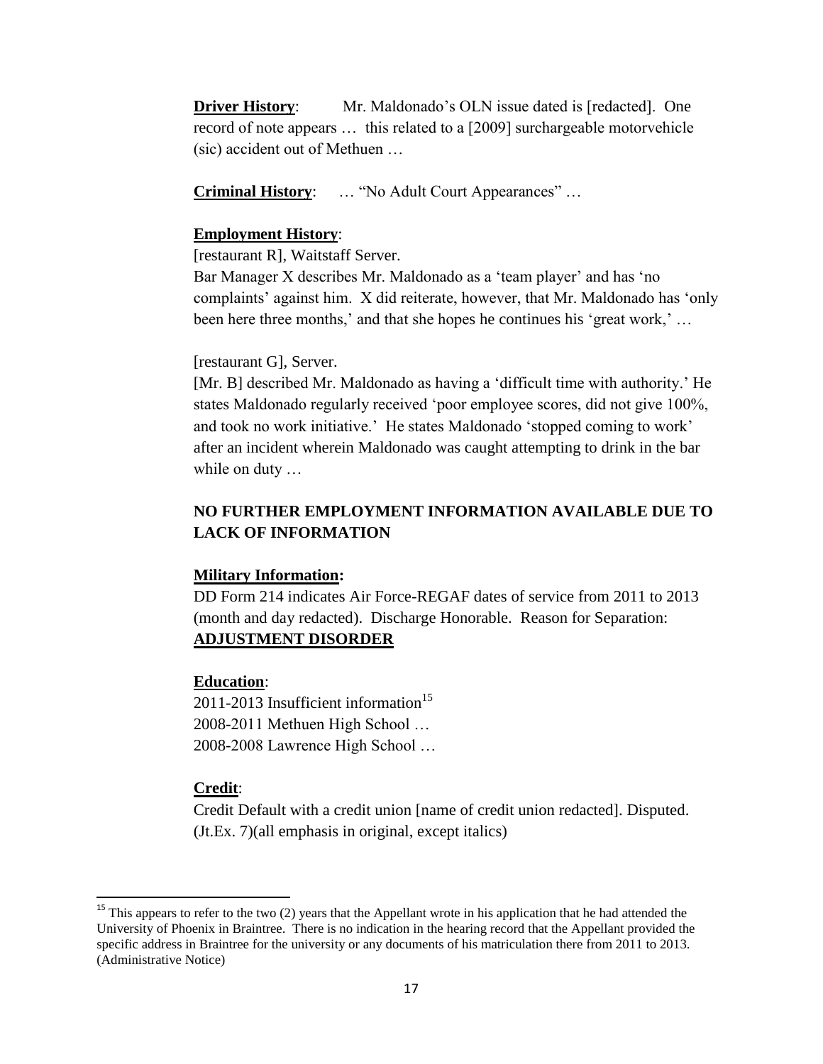**Driver History**: Mr. Maldonado's OLN issue dated is [redacted]. One record of note appears … this related to a [2009] surchargeable motorvehicle (sic) accident out of Methuen …

**Criminal History**: … "No Adult Court Appearances" …

**Employment History**:

[restaurant R], Waitstaff Server.

Bar Manager X describes Mr. Maldonado as a 'team player' and has 'no complaints' against him. X did reiterate, however, that Mr. Maldonado has 'only been here three months,' and that she hopes he continues his 'great work,' …

[restaurant G], Server.

[Mr. B] described Mr. Maldonado as having a 'difficult time with authority.' He states Maldonado regularly received 'poor employee scores, did not give 100%, and took no work initiative.' He states Maldonado 'stopped coming to work' after an incident wherein Maldonado was caught attempting to drink in the bar while on duty …

**NO FURTHER EMPLOYMENT INFORMATION AVAILABLE DUE TO LACK OF INFORMATION**

**Military Information:**

DD Form 214 indicates Air Force-REGAF dates of service from 2011 to 2013 (month and day redacted). Discharge Honorable. Reason for Separation: **ADJUSTMENT DISORDER**

**Education**:

2011-2013 Insufficient information[15]

2008-2011 Methuen High School …

2008-2008 Lawrence High School …

**Credit**:

Credit Default with a credit union [name of credit union redacted]. Disputed. (Jt.Ex. 7)(all emphasis in original, except italics)

---

[15] This appears to refer to the two (2) years that the Appellant wrote in his application that he had attended the University of Phoenix in Braintree. There is no indication in the hearing record that the Appellant provided the specific address in Braintree for the university or any documents of his matriculation there from 2011 to 2013. (Administrative Notice)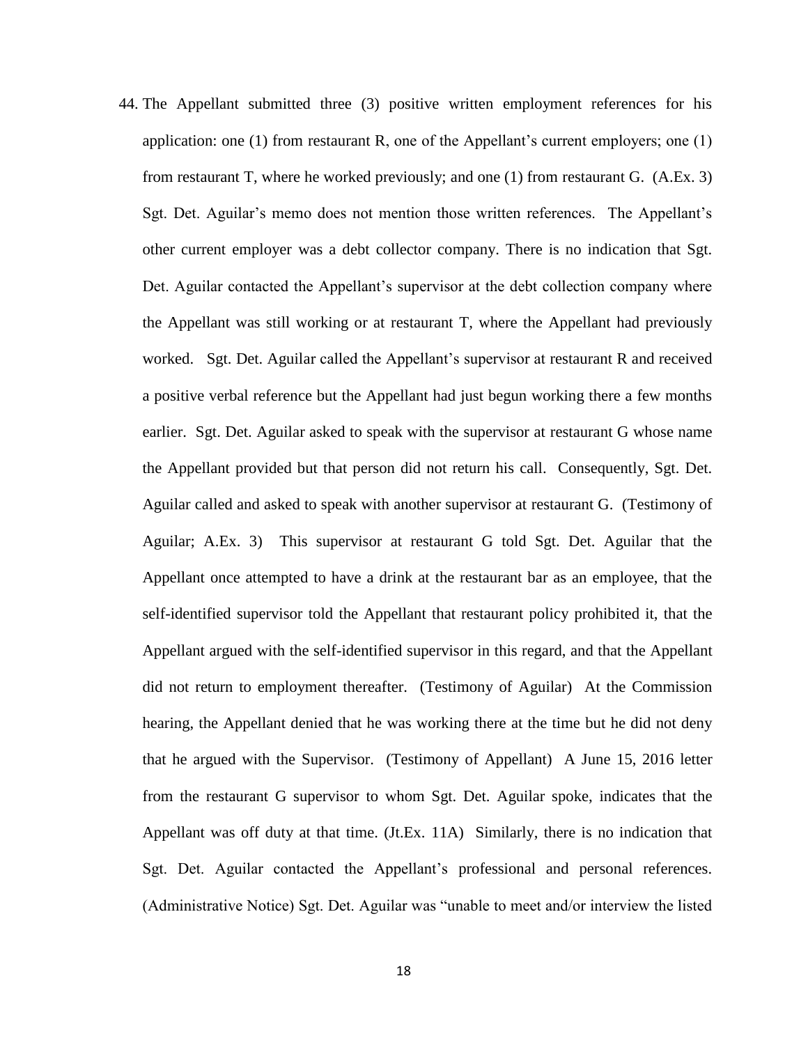44. The Appellant submitted three (3) positive written employment references for his application: one (1) from restaurant R, one of the Appellant's current employers; one (1) from restaurant T, where he worked previously; and one (1) from restaurant G. (A.Ex. 3) Sgt. Det. Aguilar's memo does not mention those written references. The Appellant's other current employer was a debt collector company. There is no indication that Sgt. Det. Aguilar contacted the Appellant's supervisor at the debt collection company where the Appellant was still working or at restaurant T, where the Appellant had previously worked. Sgt. Det. Aguilar called the Appellant's supervisor at restaurant R and received a positive verbal reference but the Appellant had just begun working there a few months earlier. Sgt. Det. Aguilar asked to speak with the supervisor at restaurant G whose name the Appellant provided but that person did not return his call. Consequently, Sgt. Det. Aguilar called and asked to speak with another supervisor at restaurant G. (Testimony of Aguilar; A.Ex. 3) This supervisor at restaurant G told Sgt. Det. Aguilar that the Appellant once attempted to have a drink at the restaurant bar as an employee, that the self-identified supervisor told the Appellant that restaurant policy prohibited it, that the Appellant argued with the self-identified supervisor in this regard, and that the Appellant did not return to employment thereafter. (Testimony of Aguilar) At the Commission hearing, the Appellant denied that he was working there at the time but he did not deny that he argued with the Supervisor. (Testimony of Appellant) A June 15, 2016 letter from the restaurant G supervisor to whom Sgt. Det. Aguilar spoke, indicates that the Appellant was off duty at that time. (Jt.Ex. 11A) Similarly, there is no indication that Sgt. Det. Aguilar contacted the Appellant's professional and personal references. (Administrative Notice) Sgt. Det. Aguilar was "unable to meet and/or interview the listed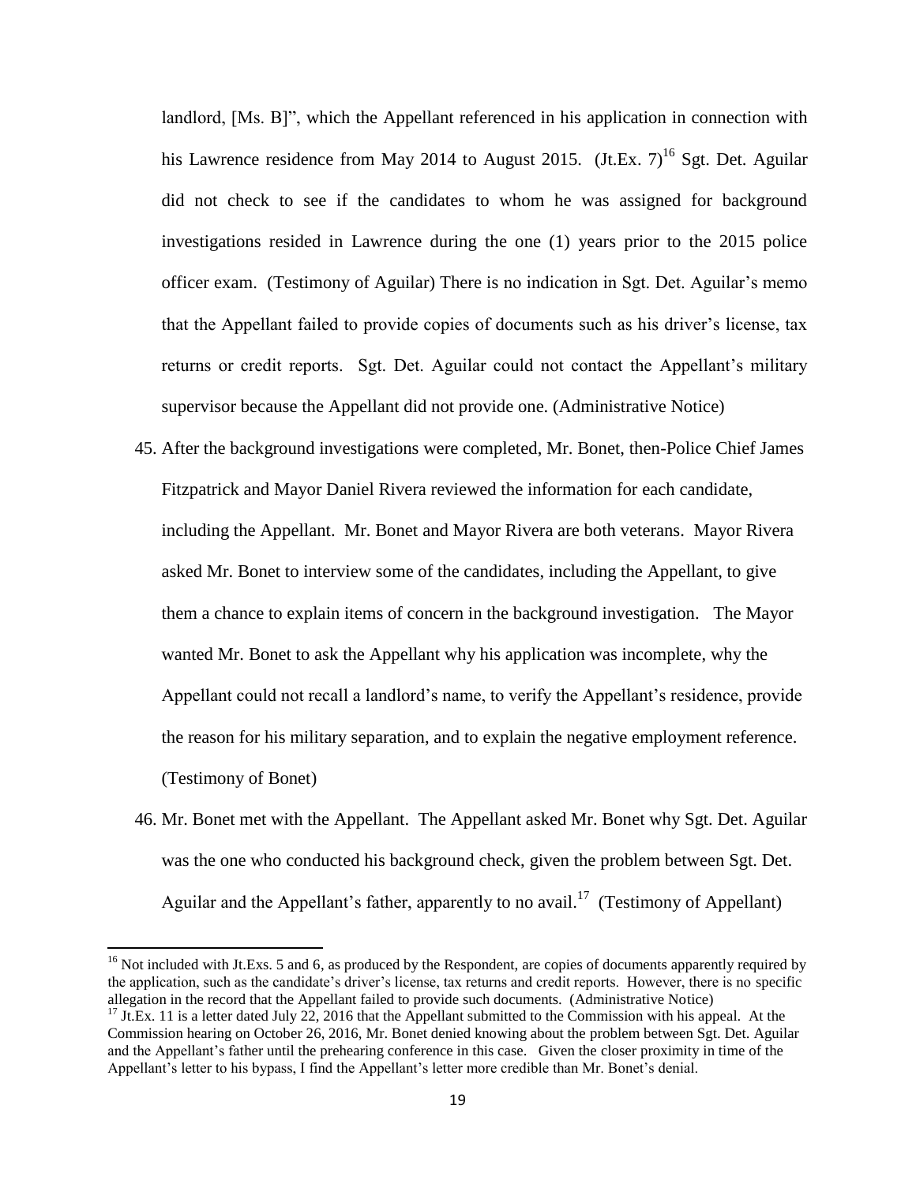landlord, [Ms. B]", which the Appellant referenced in his application in connection with his Lawrence residence from May 2014 to August 2015. (Jt.Ex. 7)[16] Sgt. Det. Aguilar did not check to see if the candidates to whom he was assigned for background investigations resided in Lawrence during the one (1) years prior to the 2015 police officer exam. (Testimony of Aguilar) There is no indication in Sgt. Det. Aguilar's memo that the Appellant failed to provide copies of documents such as his driver's license, tax returns or credit reports. Sgt. Det. Aguilar could not contact the Appellant's military supervisor because the Appellant did not provide one. (Administrative Notice)

45. After the background investigations were completed, Mr. Bonet, then-Police Chief James Fitzpatrick and Mayor Daniel Rivera reviewed the information for each candidate, including the Appellant. Mr. Bonet and Mayor Rivera are both veterans. Mayor Rivera asked Mr. Bonet to interview some of the candidates, including the Appellant, to give them a chance to explain items of concern in the background investigation. The Mayor wanted Mr. Bonet to ask the Appellant why his application was incomplete, why the Appellant could not recall a landlord's name, to verify the Appellant's residence, provide the reason for his military separation, and to explain the negative employment reference. (Testimony of Bonet)

46. Mr. Bonet met with the Appellant. The Appellant asked Mr. Bonet why Sgt. Det. Aguilar was the one who conducted his background check, given the problem between Sgt. Det. Aguilar and the Appellant's father, apparently to no avail.[17] (Testimony of Appellant)

---

[16] Not included with Jt.Exs. 5 and 6, as produced by the Respondent, are copies of documents apparently required by the application, such as the candidate's driver's license, tax returns and credit reports. However, there is no specific allegation in the record that the Appellant failed to provide such documents. (Administrative Notice)

[17] Jt.Ex. 11 is a letter dated July 22, 2016 that the Appellant submitted to the Commission with his appeal. At the Commission hearing on October 26, 2016, Mr. Bonet denied knowing about the problem between Sgt. Det. Aguilar and the Appellant's father until the prehearing conference in this case. Given the closer proximity in time of the Appellant's letter to his bypass, I find the Appellant's letter more credible than Mr. Bonet's denial.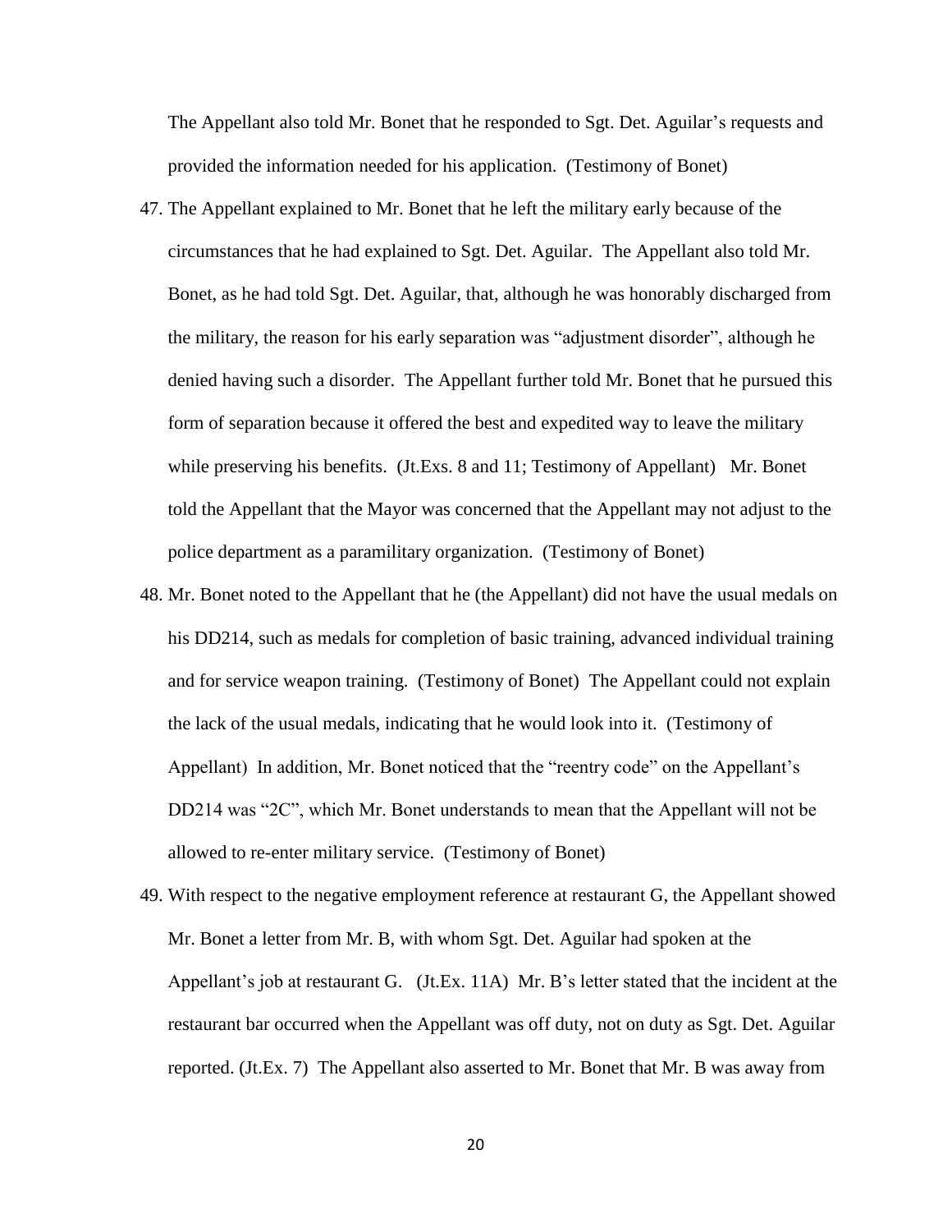The Appellant also told Mr. Bonet that he responded to Sgt. Det. Aguilar's requests and provided the information needed for his application. (Testimony of Bonet)

47. The Appellant explained to Mr. Bonet that he left the military early because of the circumstances that he had explained to Sgt. Det. Aguilar. The Appellant also told Mr. Bonet, as he had told Sgt. Det. Aguilar, that, although he was honorably discharged from the military, the reason for his early separation was "adjustment disorder", although he denied having such a disorder. The Appellant further told Mr. Bonet that he pursued this form of separation because it offered the best and expedited way to leave the military while preserving his benefits. (Jt.Exs. 8 and 11; Testimony of Appellant) Mr. Bonet told the Appellant that the Mayor was concerned that the Appellant may not adjust to the police department as a paramilitary organization. (Testimony of Bonet)

48. Mr. Bonet noted to the Appellant that he (the Appellant) did not have the usual medals on his DD214, such as medals for completion of basic training, advanced individual training and for service weapon training. (Testimony of Bonet) The Appellant could not explain the lack of the usual medals, indicating that he would look into it. (Testimony of Appellant) In addition, Mr. Bonet noticed that the "reentry code" on the Appellant's DD214 was "2C", which Mr. Bonet understands to mean that the Appellant will not be allowed to re-enter military service. (Testimony of Bonet)

49. With respect to the negative employment reference at restaurant G, the Appellant showed Mr. Bonet a letter from Mr. B, with whom Sgt. Det. Aguilar had spoken at the Appellant's job at restaurant G. (Jt.Ex. 11A) Mr. B's letter stated that the incident at the restaurant bar occurred when the Appellant was off duty, not on duty as Sgt. Det. Aguilar reported. (Jt.Ex. 7) The Appellant also asserted to Mr. Bonet that Mr. B was away from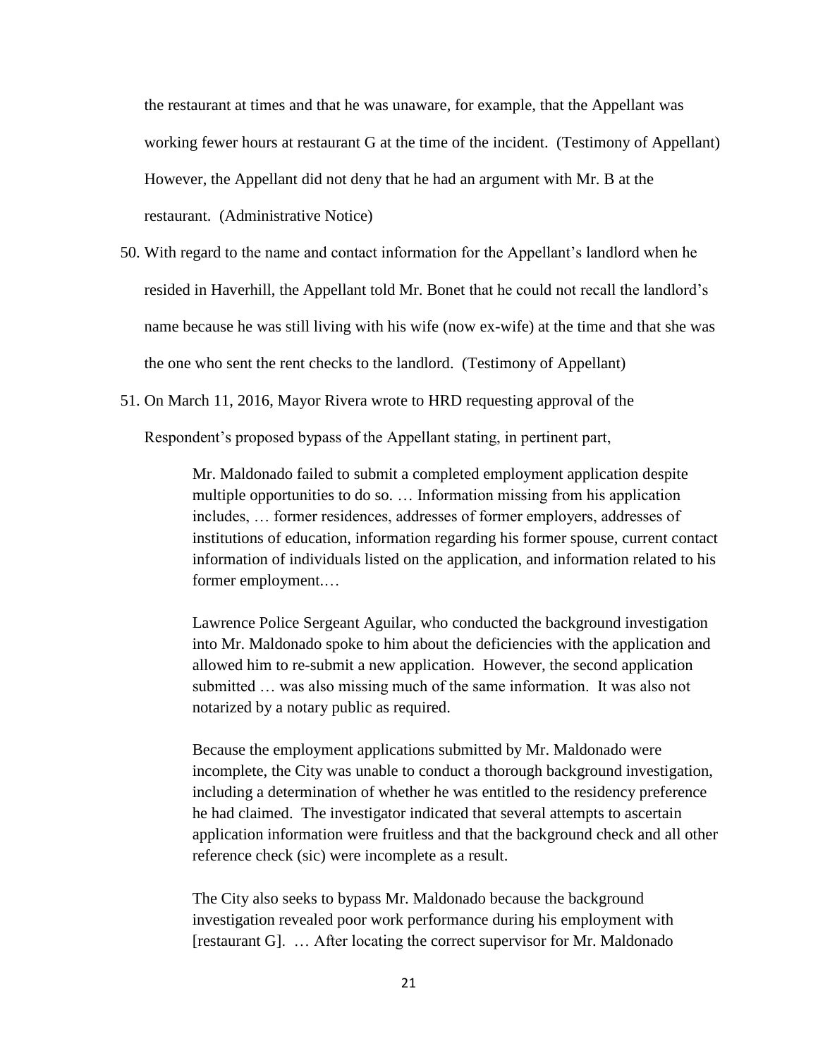the restaurant at times and that he was unaware, for example, that the Appellant was working fewer hours at restaurant G at the time of the incident. (Testimony of Appellant) However, the Appellant did not deny that he had an argument with Mr. B at the restaurant. (Administrative Notice)

50. With regard to the name and contact information for the Appellant's landlord when he resided in Haverhill, the Appellant told Mr. Bonet that he could not recall the landlord's name because he was still living with his wife (now ex-wife) at the time and that she was the one who sent the rent checks to the landlord. (Testimony of Appellant)

51. On March 11, 2016, Mayor Rivera wrote to HRD requesting approval of the Respondent's proposed bypass of the Appellant stating, in pertinent part,

> Mr. Maldonado failed to submit a completed employment application despite multiple opportunities to do so. … Information missing from his application includes, … former residences, addresses of former employers, addresses of institutions of education, information regarding his former spouse, current contact information of individuals listed on the application, and information related to his former employment.…
>
> Lawrence Police Sergeant Aguilar, who conducted the background investigation into Mr. Maldonado spoke to him about the deficiencies with the application and allowed him to re-submit a new application. However, the second application submitted … was also missing much of the same information. It was also not notarized by a notary public as required.
>
> Because the employment applications submitted by Mr. Maldonado were incomplete, the City was unable to conduct a thorough background investigation, including a determination of whether he was entitled to the residency preference he had claimed. The investigator indicated that several attempts to ascertain application information were fruitless and that the background check and all other reference check (sic) were incomplete as a result.
>
> The City also seeks to bypass Mr. Maldonado because the background investigation revealed poor work performance during his employment with [restaurant G]. … After locating the correct supervisor for Mr. Maldonado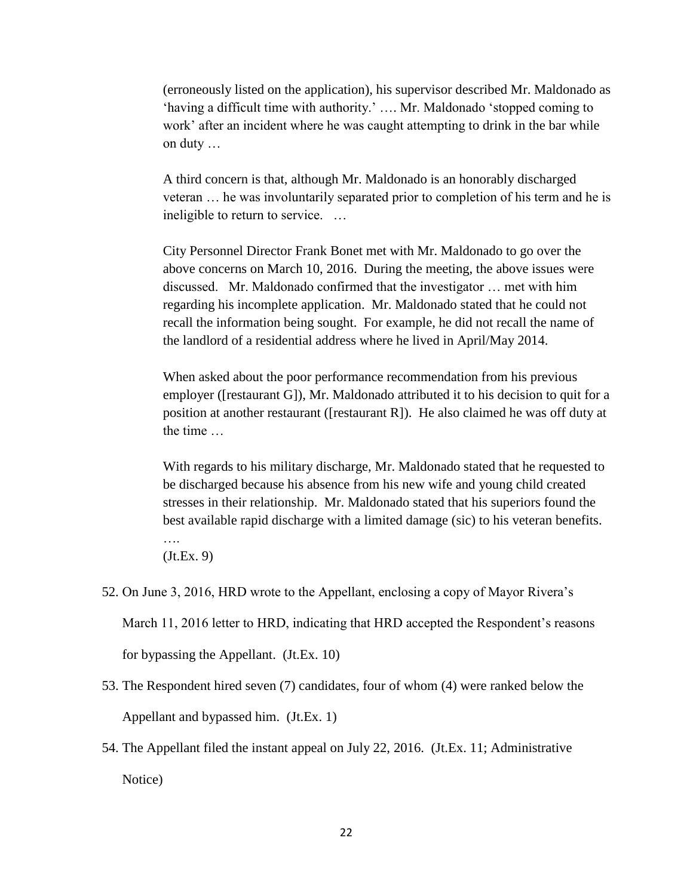> (erroneously listed on the application), his supervisor described Mr. Maldonado as 'having a difficult time with authority.' …. Mr. Maldonado 'stopped coming to work' after an incident where he was caught attempting to drink in the bar while on duty …
>
> A third concern is that, although Mr. Maldonado is an honorably discharged veteran … he was involuntarily separated prior to completion of his term and he is ineligible to return to service. …
>
> City Personnel Director Frank Bonet met with Mr. Maldonado to go over the above concerns on March 10, 2016. During the meeting, the above issues were discussed. Mr. Maldonado confirmed that the investigator … met with him regarding his incomplete application. Mr. Maldonado stated that he could not recall the information being sought. For example, he did not recall the name of the landlord of a residential address where he lived in April/May 2014.
>
> When asked about the poor performance recommendation from his previous employer ([restaurant G]), Mr. Maldonado attributed it to his decision to quit for a position at another restaurant ([restaurant R]). He also claimed he was off duty at the time …
>
> With regards to his military discharge, Mr. Maldonado stated that he requested to be discharged because his absence from his new wife and young child created stresses in their relationship. Mr. Maldonado stated that his superiors found the best available rapid discharge with a limited damage (sic) to his veteran benefits. ….
>
> (Jt.Ex. 9)

52. On June 3, 2016, HRD wrote to the Appellant, enclosing a copy of Mayor Rivera's March 11, 2016 letter to HRD, indicating that HRD accepted the Respondent's reasons for bypassing the Appellant. (Jt.Ex. 10)
53. The Respondent hired seven (7) candidates, four of whom (4) were ranked below the Appellant and bypassed him. (Jt.Ex. 1)
54. The Appellant filed the instant appeal on July 22, 2016. (Jt.Ex. 11; Administrative Notice)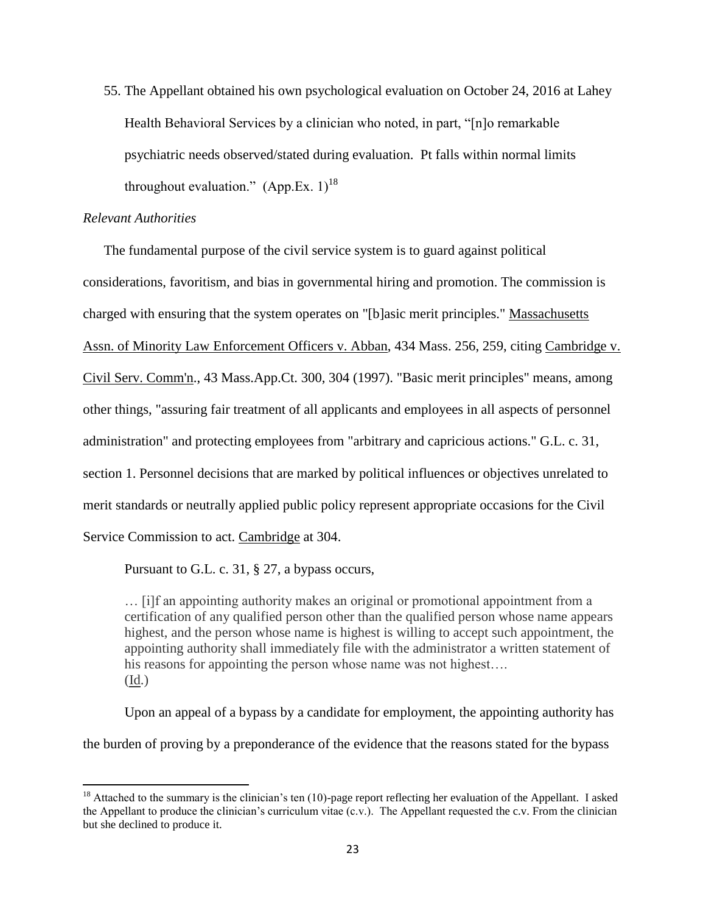55. The Appellant obtained his own psychological evaluation on October 24, 2016 at Lahey Health Behavioral Services by a clinician who noted, in part, "[n]o remarkable psychiatric needs observed/stated during evaluation. Pt falls within normal limits throughout evaluation." (App.Ex. 1)[18]

*Relevant Authorities*

The fundamental purpose of the civil service system is to guard against political considerations, favoritism, and bias in governmental hiring and promotion. The commission is charged with ensuring that the system operates on "[b]asic merit principles." Massachusetts Assn. of Minority Law Enforcement Officers v. Abban, 434 Mass. 256, 259, citing Cambridge v. Civil Serv. Comm'n., 43 Mass.App.Ct. 300, 304 (1997). "Basic merit principles" means, among other things, "assuring fair treatment of all applicants and employees in all aspects of personnel administration" and protecting employees from "arbitrary and capricious actions." G.L. c. 31, section 1. Personnel decisions that are marked by political influences or objectives unrelated to merit standards or neutrally applied public policy represent appropriate occasions for the Civil Service Commission to act. Cambridge at 304.

Pursuant to G.L. c. 31, § 27, a bypass occurs,

> … [i]f an appointing authority makes an original or promotional appointment from a certification of any qualified person other than the qualified person whose name appears highest, and the person whose name is highest is willing to accept such appointment, the appointing authority shall immediately file with the administrator a written statement of his reasons for appointing the person whose name was not highest….
> (Id.)

Upon an appeal of a bypass by a candidate for employment, the appointing authority has the burden of proving by a preponderance of the evidence that the reasons stated for the bypass

[18] Attached to the summary is the clinician's ten (10)-page report reflecting her evaluation of the Appellant. I asked the Appellant to produce the clinician's curriculum vitae (c.v.). The Appellant requested the c.v. From the clinician but she declined to produce it.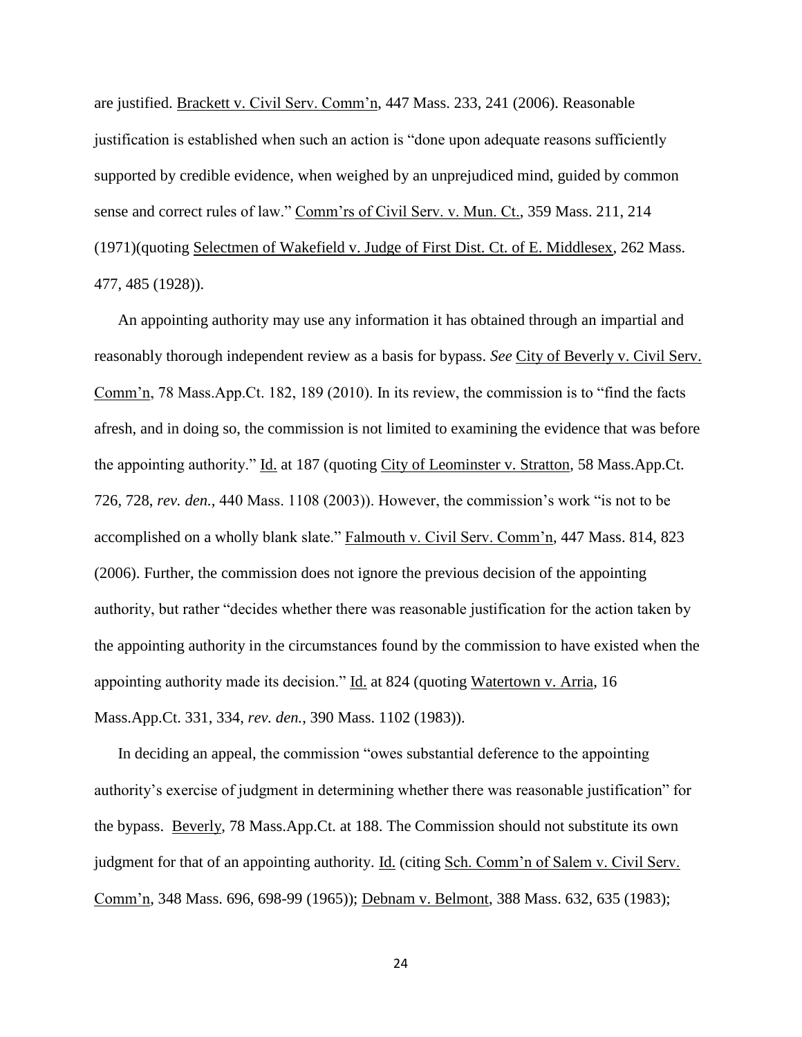are justified. Brackett v. Civil Serv. Comm'n, 447 Mass. 233, 241 (2006). Reasonable justification is established when such an action is "done upon adequate reasons sufficiently supported by credible evidence, when weighed by an unprejudiced mind, guided by common sense and correct rules of law." Comm'rs of Civil Serv. v. Mun. Ct., 359 Mass. 211, 214 (1971)(quoting Selectmen of Wakefield v. Judge of First Dist. Ct. of E. Middlesex, 262 Mass. 477, 485 (1928)).

An appointing authority may use any information it has obtained through an impartial and reasonably thorough independent review as a basis for bypass. *See* City of Beverly v. Civil Serv. Comm'n, 78 Mass.App.Ct. 182, 189 (2010). In its review, the commission is to "find the facts afresh, and in doing so, the commission is not limited to examining the evidence that was before the appointing authority." Id. at 187 (quoting City of Leominster v. Stratton, 58 Mass.App.Ct. 726, 728, *rev. den.,* 440 Mass. 1108 (2003)). However, the commission's work "is not to be accomplished on a wholly blank slate." Falmouth v. Civil Serv. Comm'n, 447 Mass. 814, 823 (2006). Further, the commission does not ignore the previous decision of the appointing authority, but rather "decides whether there was reasonable justification for the action taken by the appointing authority in the circumstances found by the commission to have existed when the appointing authority made its decision." Id. at 824 (quoting Watertown v. Arria, 16 Mass.App.Ct. 331, 334, *rev. den.*, 390 Mass. 1102 (1983)).

In deciding an appeal, the commission "owes substantial deference to the appointing authority's exercise of judgment in determining whether there was reasonable justification" for the bypass. Beverly, 78 Mass.App.Ct. at 188. The Commission should not substitute its own judgment for that of an appointing authority. Id. (citing Sch. Comm'n of Salem v. Civil Serv. Comm'n, 348 Mass. 696, 698-99 (1965)); Debnam v. Belmont, 388 Mass. 632, 635 (1983);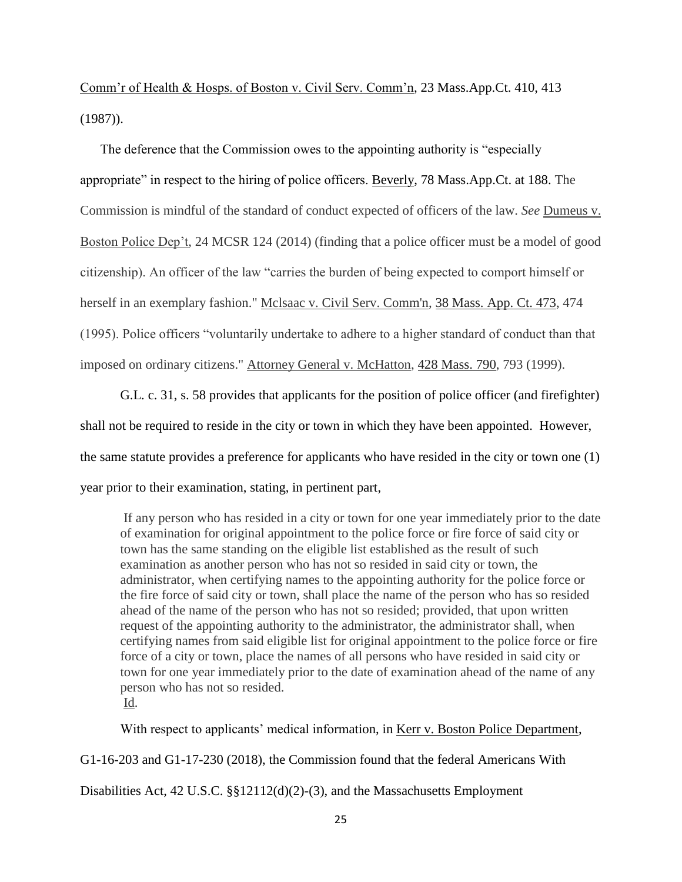Comm'r of Health & Hosps. of Boston v. Civil Serv. Comm'n, 23 Mass.App.Ct. 410, 413 (1987)).

The deference that the Commission owes to the appointing authority is "especially appropriate" in respect to the hiring of police officers. Beverly, 78 Mass.App.Ct. at 188. The Commission is mindful of the standard of conduct expected of officers of the law. *See* Dumeus v. Boston Police Dep't, 24 MCSR 124 (2014) (finding that a police officer must be a model of good citizenship). An officer of the law "carries the burden of being expected to comport himself or herself in an exemplary fashion." Mclsaac v. Civil Serv. Comm'n, 38 Mass. App. Ct. 473, 474 (1995). Police officers "voluntarily undertake to adhere to a higher standard of conduct than that imposed on ordinary citizens." Attorney General v. McHatton, 428 Mass. 790, 793 (1999).

G.L. c. 31, s. 58 provides that applicants for the position of police officer (and firefighter) shall not be required to reside in the city or town in which they have been appointed. However, the same statute provides a preference for applicants who have resided in the city or town one (1) year prior to their examination, stating, in pertinent part,

> If any person who has resided in a city or town for one year immediately prior to the date of examination for original appointment to the police force or fire force of said city or town has the same standing on the eligible list established as the result of such examination as another person who has not so resided in said city or town, the administrator, when certifying names to the appointing authority for the police force or the fire force of said city or town, shall place the name of the person who has so resided ahead of the name of the person who has not so resided; provided, that upon written request of the appointing authority to the administrator, the administrator shall, when certifying names from said eligible list for original appointment to the police force or fire force of a city or town, place the names of all persons who have resided in said city or town for one year immediately prior to the date of examination ahead of the name of any person who has not so resided.
> Id.

With respect to applicants' medical information, in Kerr v. Boston Police Department, G1-16-203 and G1-17-230 (2018), the Commission found that the federal Americans With Disabilities Act, 42 U.S.C. §§12112(d)(2)-(3), and the Massachusetts Employment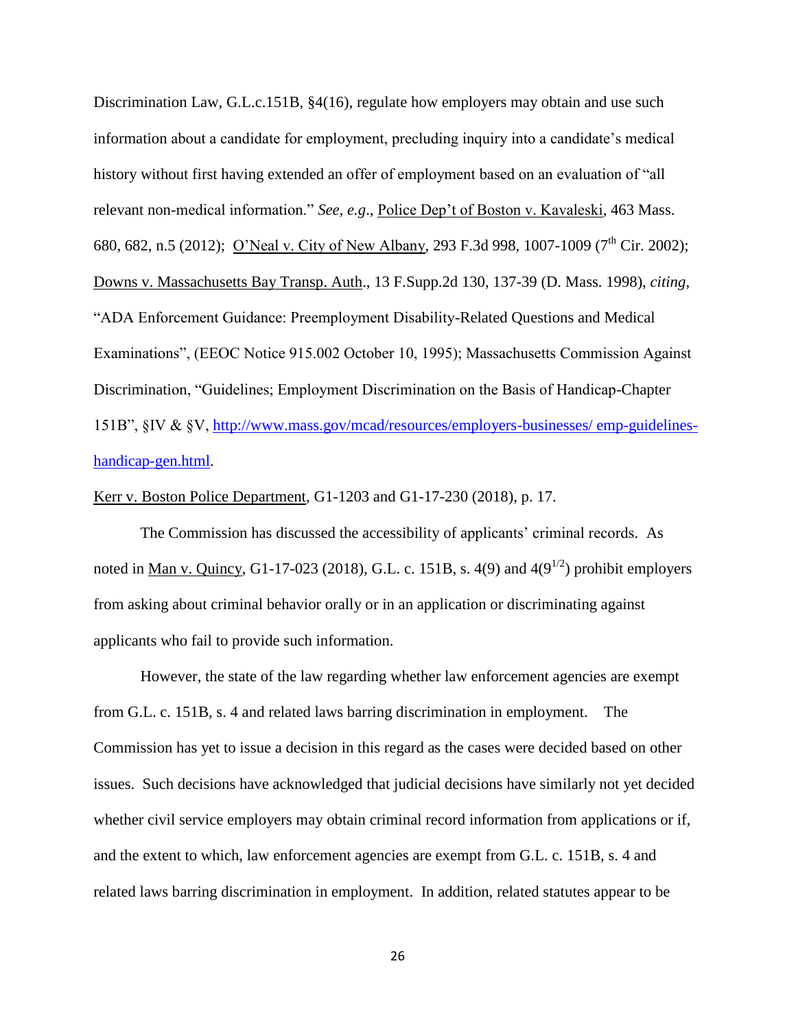Discrimination Law, G.L.c.151B, §4(16), regulate how employers may obtain and use such information about a candidate for employment, precluding inquiry into a candidate's medical history without first having extended an offer of employment based on an evaluation of "all relevant non-medical information." *See, e.g*., Police Dep't of Boston v. Kavaleski, 463 Mass. 680, 682, n.5 (2012); O'Neal v. City of New Albany, 293 F.3d 998, 1007-1009 (7th Cir. 2002); Downs v. Massachusetts Bay Transp. Auth., 13 F.Supp.2d 130, 137-39 (D. Mass. 1998), *citing*, "ADA Enforcement Guidance: Preemployment Disability-Related Questions and Medical Examinations", (EEOC Notice 915.002 October 10, 1995); Massachusetts Commission Against Discrimination, "Guidelines; Employment Discrimination on the Basis of Handicap-Chapter 151B", §IV & §V, [http://www.mass.gov/mcad/resources/employers-businesses/ emp-guidelines-handicap-gen.html](http://www.mass.gov/mcad/resources/employers-businesses/emp-guidelines-handicap-gen.html).

Kerr v. Boston Police Department, G1-1203 and G1-17-230 (2018), p. 17.

The Commission has discussed the accessibility of applicants' criminal records. As noted in Man v. Quincy, G1-17-023 (2018), G.L. c. 151B, s. 4(9) and 4($9^{1/2}$) prohibit employers from asking about criminal behavior orally or in an application or discriminating against applicants who fail to provide such information.

However, the state of the law regarding whether law enforcement agencies are exempt from G.L. c. 151B, s. 4 and related laws barring discrimination in employment. The Commission has yet to issue a decision in this regard as the cases were decided based on other issues. Such decisions have acknowledged that judicial decisions have similarly not yet decided whether civil service employers may obtain criminal record information from applications or if, and the extent to which, law enforcement agencies are exempt from G.L. c. 151B, s. 4 and related laws barring discrimination in employment. In addition, related statutes appear to be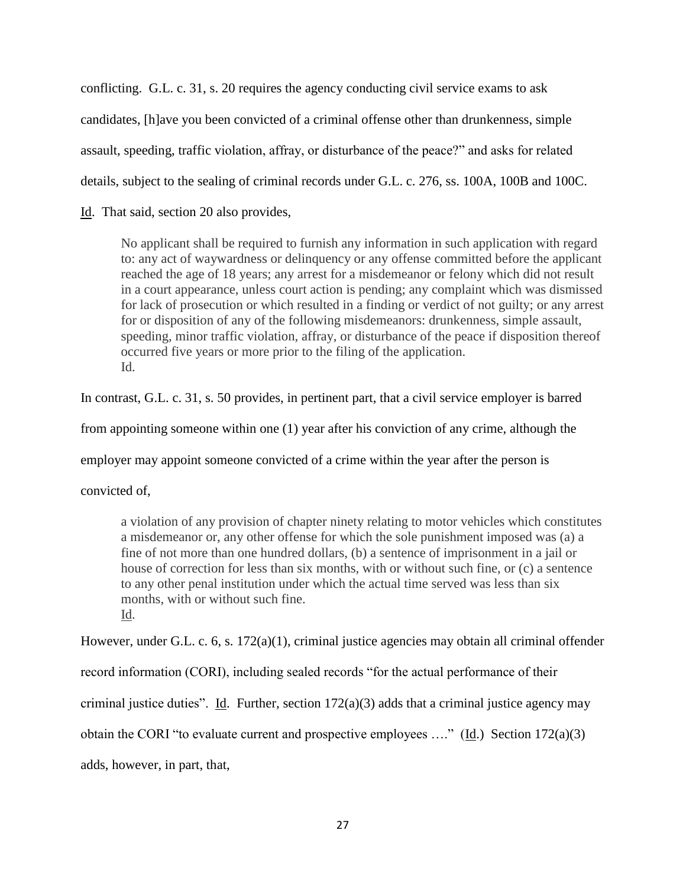conflicting. G.L. c. 31, s. 20 requires the agency conducting civil service exams to ask candidates, [h]ave you been convicted of a criminal offense other than drunkenness, simple assault, speeding, traffic violation, affray, or disturbance of the peace?" and asks for related details, subject to the sealing of criminal records under G.L. c. 276, ss. 100A, 100B and 100C. Id. That said, section 20 also provides,

> No applicant shall be required to furnish any information in such application with regard to: any act of waywardness or delinquency or any offense committed before the applicant reached the age of 18 years; any arrest for a misdemeanor or felony which did not result in a court appearance, unless court action is pending; any complaint which was dismissed for lack of prosecution or which resulted in a finding or verdict of not guilty; or any arrest for or disposition of any of the following misdemeanors: drunkenness, simple assault, speeding, minor traffic violation, affray, or disturbance of the peace if disposition thereof occurred five years or more prior to the filing of the application.
> Id.

In contrast, G.L. c. 31, s. 50 provides, in pertinent part, that a civil service employer is barred from appointing someone within one (1) year after his conviction of any crime, although the employer may appoint someone convicted of a crime within the year after the person is convicted of,

> a violation of any provision of chapter ninety relating to motor vehicles which constitutes a misdemeanor or, any other offense for which the sole punishment imposed was (a) a fine of not more than one hundred dollars, (b) a sentence of imprisonment in a jail or house of correction for less than six months, with or without such fine, or (c) a sentence to any other penal institution under which the actual time served was less than six months, with or without such fine.
> Id.

However, under G.L. c. 6, s. 172(a)(1), criminal justice agencies may obtain all criminal offender record information (CORI), including sealed records "for the actual performance of their criminal justice duties". Id. Further, section 172(a)(3) adds that a criminal justice agency may obtain the CORI "to evaluate current and prospective employees …." (Id.) Section 172(a)(3) adds, however, in part, that,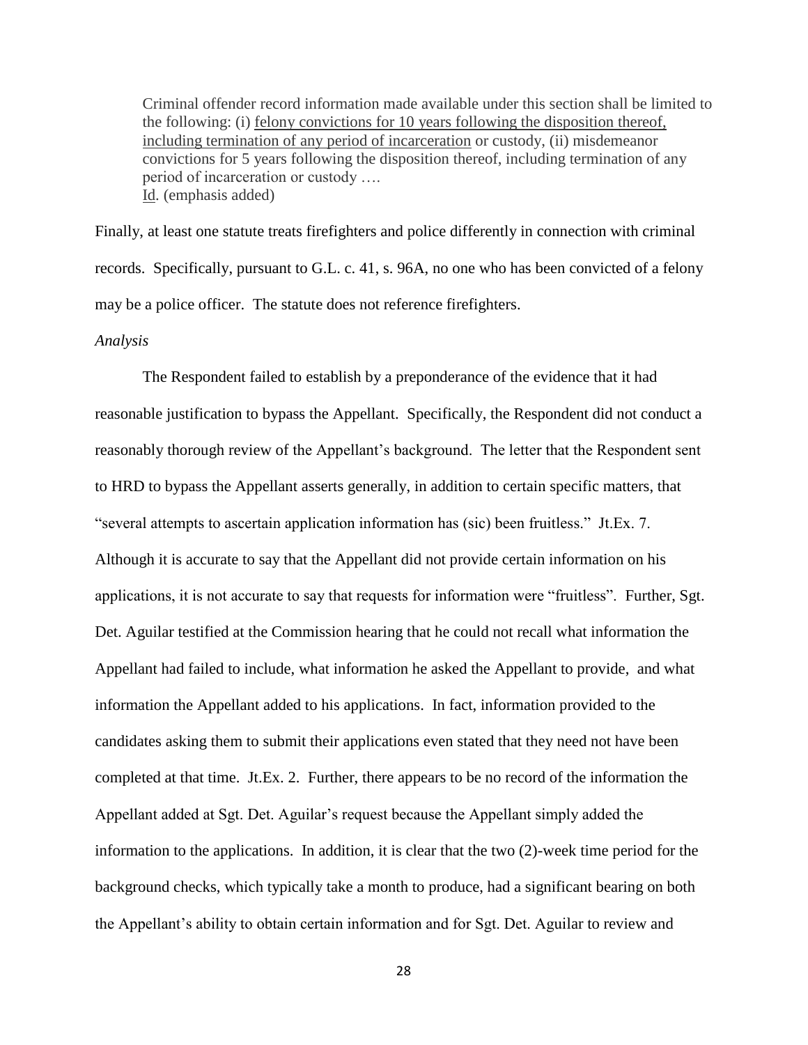> Criminal offender record information made available under this section shall be limited to the following: (i) <u>felony convictions for 10 years following the disposition thereof, including termination of any period of incarceration</u> or custody, (ii) misdemeanor convictions for 5 years following the disposition thereof, including termination of any period of incarceration or custody ….
> <u>Id</u>. (emphasis added)

Finally, at least one statute treats firefighters and police differently in connection with criminal records. Specifically, pursuant to G.L. c. 41, s. 96A, no one who has been convicted of a felony may be a police officer. The statute does not reference firefighters.

*Analysis*

The Respondent failed to establish by a preponderance of the evidence that it had reasonable justification to bypass the Appellant. Specifically, the Respondent did not conduct a reasonably thorough review of the Appellant's background. The letter that the Respondent sent to HRD to bypass the Appellant asserts generally, in addition to certain specific matters, that "several attempts to ascertain application information has (sic) been fruitless." Jt.Ex. 7. Although it is accurate to say that the Appellant did not provide certain information on his applications, it is not accurate to say that requests for information were "fruitless". Further, Sgt. Det. Aguilar testified at the Commission hearing that he could not recall what information the Appellant had failed to include, what information he asked the Appellant to provide, and what information the Appellant added to his applications. In fact, information provided to the candidates asking them to submit their applications even stated that they need not have been completed at that time. Jt.Ex. 2. Further, there appears to be no record of the information the Appellant added at Sgt. Det. Aguilar's request because the Appellant simply added the information to the applications. In addition, it is clear that the two (2)-week time period for the background checks, which typically take a month to produce, had a significant bearing on both the Appellant's ability to obtain certain information and for Sgt. Det. Aguilar to review and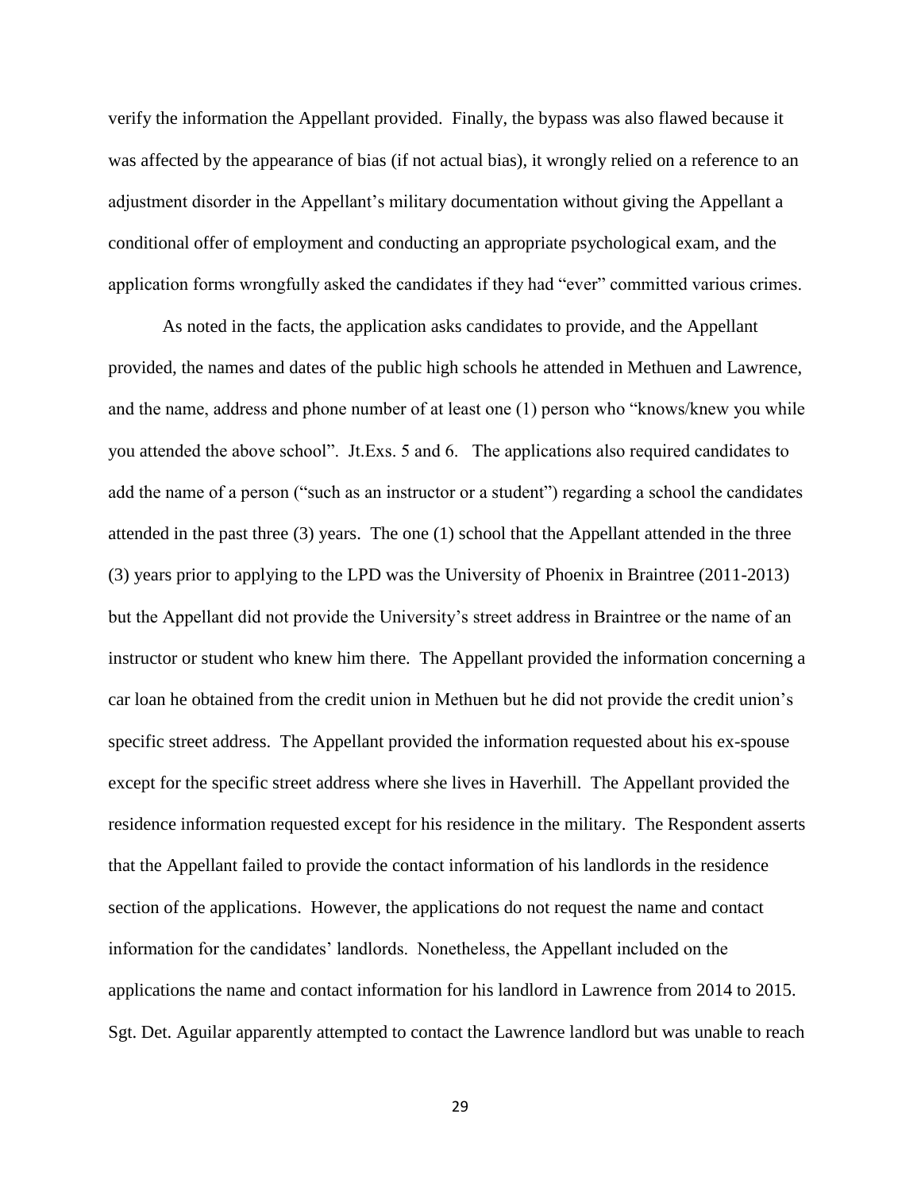verify the information the Appellant provided. Finally, the bypass was also flawed because it was affected by the appearance of bias (if not actual bias), it wrongly relied on a reference to an adjustment disorder in the Appellant's military documentation without giving the Appellant a conditional offer of employment and conducting an appropriate psychological exam, and the application forms wrongfully asked the candidates if they had "ever" committed various crimes.

As noted in the facts, the application asks candidates to provide, and the Appellant provided, the names and dates of the public high schools he attended in Methuen and Lawrence, and the name, address and phone number of at least one (1) person who "knows/knew you while you attended the above school". Jt.Exs. 5 and 6. The applications also required candidates to add the name of a person ("such as an instructor or a student") regarding a school the candidates attended in the past three (3) years. The one (1) school that the Appellant attended in the three (3) years prior to applying to the LPD was the University of Phoenix in Braintree (2011-2013) but the Appellant did not provide the University's street address in Braintree or the name of an instructor or student who knew him there. The Appellant provided the information concerning a car loan he obtained from the credit union in Methuen but he did not provide the credit union's specific street address. The Appellant provided the information requested about his ex-spouse except for the specific street address where she lives in Haverhill. The Appellant provided the residence information requested except for his residence in the military. The Respondent asserts that the Appellant failed to provide the contact information of his landlords in the residence section of the applications. However, the applications do not request the name and contact information for the candidates' landlords. Nonetheless, the Appellant included on the applications the name and contact information for his landlord in Lawrence from 2014 to 2015. Sgt. Det. Aguilar apparently attempted to contact the Lawrence landlord but was unable to reach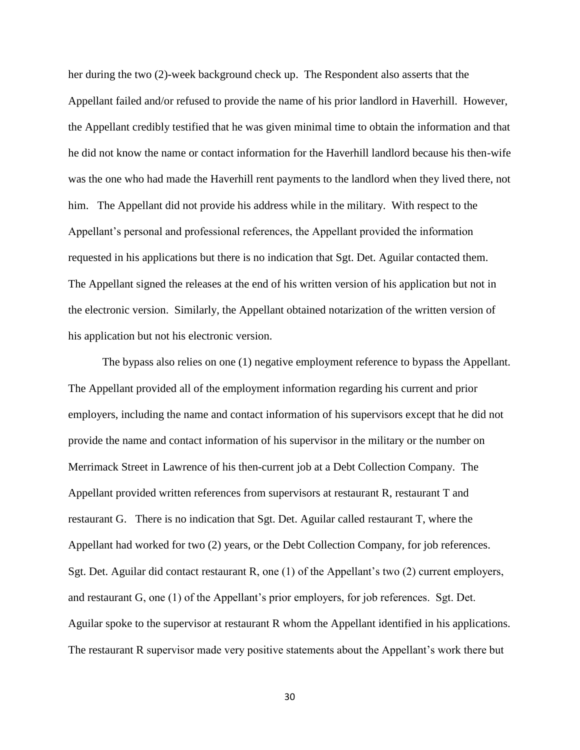her during the two (2)-week background check up. The Respondent also asserts that the Appellant failed and/or refused to provide the name of his prior landlord in Haverhill. However, the Appellant credibly testified that he was given minimal time to obtain the information and that he did not know the name or contact information for the Haverhill landlord because his then-wife was the one who had made the Haverhill rent payments to the landlord when they lived there, not him. The Appellant did not provide his address while in the military. With respect to the Appellant's personal and professional references, the Appellant provided the information requested in his applications but there is no indication that Sgt. Det. Aguilar contacted them. The Appellant signed the releases at the end of his written version of his application but not in the electronic version. Similarly, the Appellant obtained notarization of the written version of his application but not his electronic version.

The bypass also relies on one (1) negative employment reference to bypass the Appellant. The Appellant provided all of the employment information regarding his current and prior employers, including the name and contact information of his supervisors except that he did not provide the name and contact information of his supervisor in the military or the number on Merrimack Street in Lawrence of his then-current job at a Debt Collection Company. The Appellant provided written references from supervisors at restaurant R, restaurant T and restaurant G. There is no indication that Sgt. Det. Aguilar called restaurant T, where the Appellant had worked for two (2) years, or the Debt Collection Company, for job references. Sgt. Det. Aguilar did contact restaurant R, one (1) of the Appellant's two (2) current employers, and restaurant G, one (1) of the Appellant's prior employers, for job references. Sgt. Det. Aguilar spoke to the supervisor at restaurant R whom the Appellant identified in his applications. The restaurant R supervisor made very positive statements about the Appellant's work there but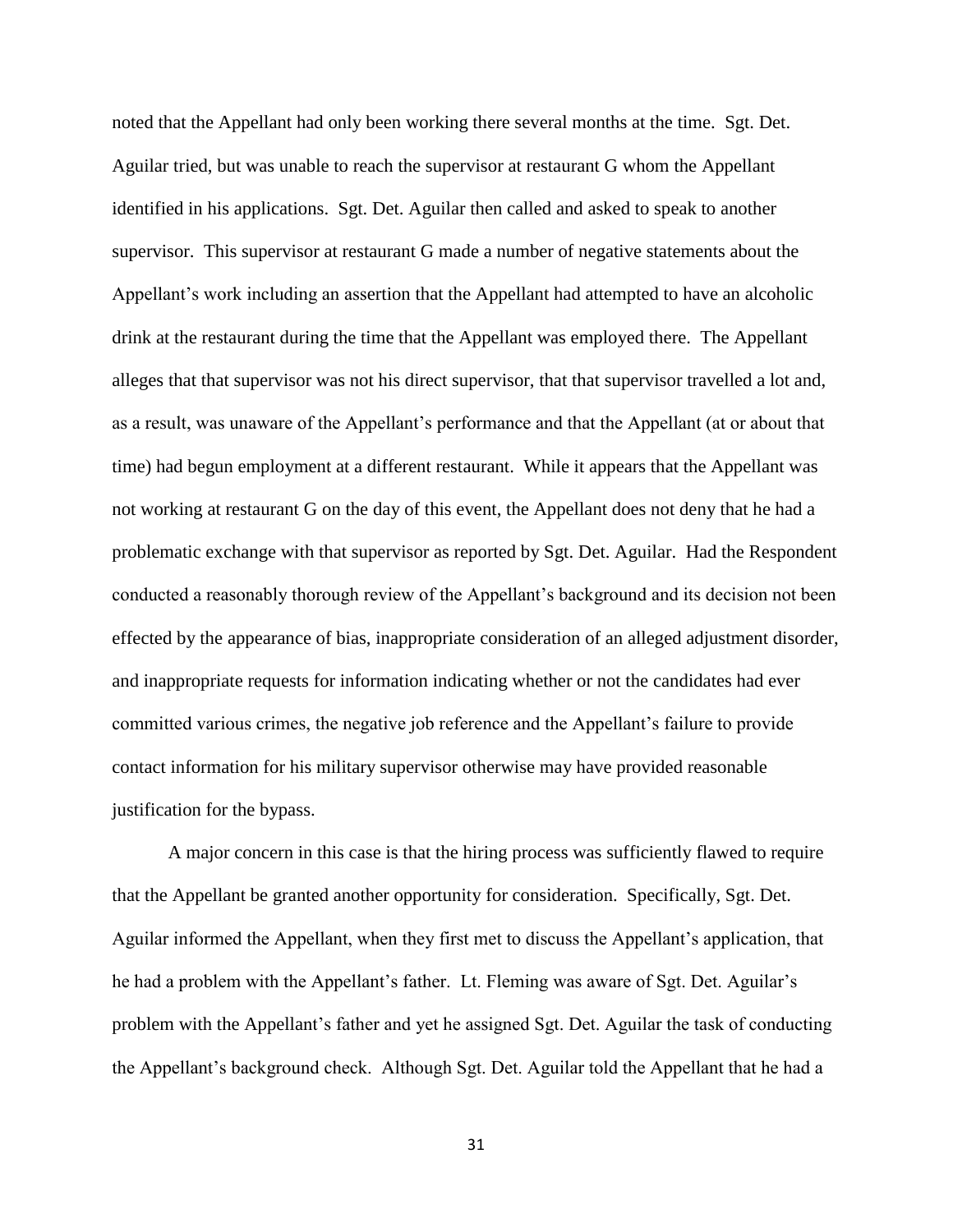noted that the Appellant had only been working there several months at the time. Sgt. Det. Aguilar tried, but was unable to reach the supervisor at restaurant G whom the Appellant identified in his applications. Sgt. Det. Aguilar then called and asked to speak to another supervisor. This supervisor at restaurant G made a number of negative statements about the Appellant's work including an assertion that the Appellant had attempted to have an alcoholic drink at the restaurant during the time that the Appellant was employed there. The Appellant alleges that that supervisor was not his direct supervisor, that that supervisor travelled a lot and, as a result, was unaware of the Appellant's performance and that the Appellant (at or about that time) had begun employment at a different restaurant. While it appears that the Appellant was not working at restaurant G on the day of this event, the Appellant does not deny that he had a problematic exchange with that supervisor as reported by Sgt. Det. Aguilar. Had the Respondent conducted a reasonably thorough review of the Appellant's background and its decision not been effected by the appearance of bias, inappropriate consideration of an alleged adjustment disorder, and inappropriate requests for information indicating whether or not the candidates had ever committed various crimes, the negative job reference and the Appellant's failure to provide contact information for his military supervisor otherwise may have provided reasonable justification for the bypass.

A major concern in this case is that the hiring process was sufficiently flawed to require that the Appellant be granted another opportunity for consideration. Specifically, Sgt. Det. Aguilar informed the Appellant, when they first met to discuss the Appellant's application, that he had a problem with the Appellant's father. Lt. Fleming was aware of Sgt. Det. Aguilar's problem with the Appellant's father and yet he assigned Sgt. Det. Aguilar the task of conducting the Appellant's background check. Although Sgt. Det. Aguilar told the Appellant that he had a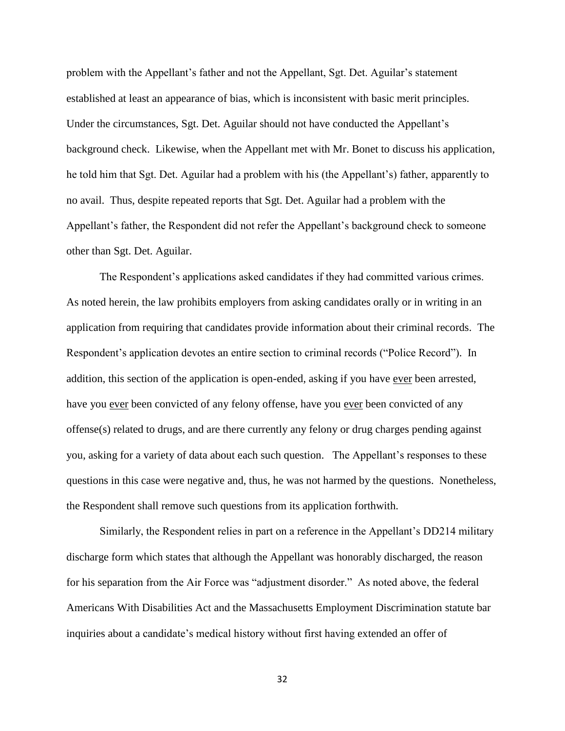problem with the Appellant's father and not the Appellant, Sgt. Det. Aguilar's statement established at least an appearance of bias, which is inconsistent with basic merit principles. Under the circumstances, Sgt. Det. Aguilar should not have conducted the Appellant's background check. Likewise, when the Appellant met with Mr. Bonet to discuss his application, he told him that Sgt. Det. Aguilar had a problem with his (the Appellant's) father, apparently to no avail. Thus, despite repeated reports that Sgt. Det. Aguilar had a problem with the Appellant's father, the Respondent did not refer the Appellant's background check to someone other than Sgt. Det. Aguilar.

The Respondent's applications asked candidates if they had committed various crimes. As noted herein, the law prohibits employers from asking candidates orally or in writing in an application from requiring that candidates provide information about their criminal records. The Respondent's application devotes an entire section to criminal records ("Police Record"). In addition, this section of the application is open-ended, asking if you have <u>ever</u> been arrested, have you <u>ever</u> been convicted of any felony offense, have you <u>ever</u> been convicted of any offense(s) related to drugs, and are there currently any felony or drug charges pending against you, asking for a variety of data about each such question. The Appellant's responses to these questions in this case were negative and, thus, he was not harmed by the questions. Nonetheless, the Respondent shall remove such questions from its application forthwith.

Similarly, the Respondent relies in part on a reference in the Appellant's DD214 military discharge form which states that although the Appellant was honorably discharged, the reason for his separation from the Air Force was "adjustment disorder." As noted above, the federal Americans With Disabilities Act and the Massachusetts Employment Discrimination statute bar inquiries about a candidate's medical history without first having extended an offer of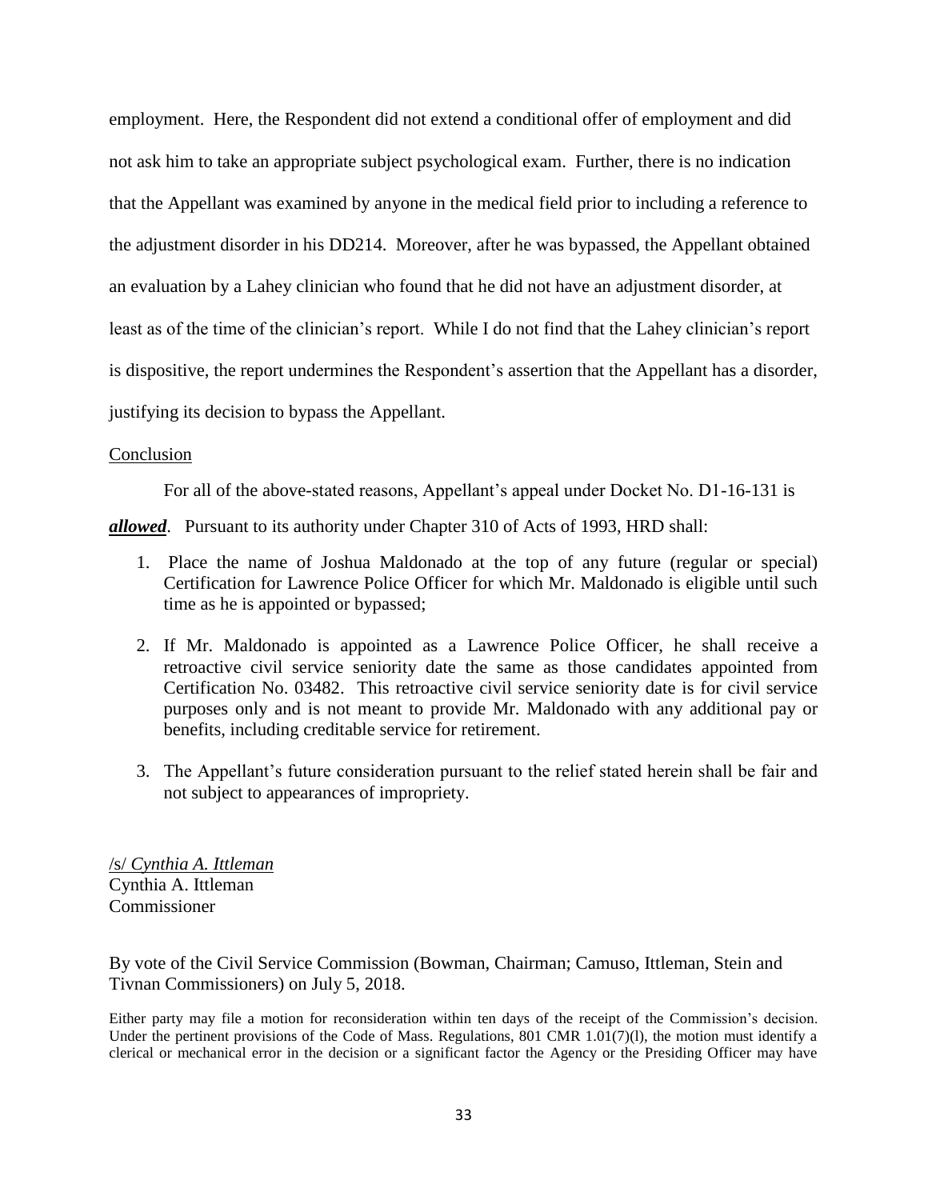employment. Here, the Respondent did not extend a conditional offer of employment and did not ask him to take an appropriate subject psychological exam. Further, there is no indication that the Appellant was examined by anyone in the medical field prior to including a reference to the adjustment disorder in his DD214. Moreover, after he was bypassed, the Appellant obtained an evaluation by a Lahey clinician who found that he did not have an adjustment disorder, at least as of the time of the clinician's report. While I do not find that the Lahey clinician's report is dispositive, the report undermines the Respondent's assertion that the Appellant has a disorder, justifying its decision to bypass the Appellant.

Conclusion

For all of the above-stated reasons, Appellant's appeal under Docket No. D1-16-131 is ***allowed***. Pursuant to its authority under Chapter 310 of Acts of 1993, HRD shall:

1. Place the name of Joshua Maldonado at the top of any future (regular or special) Certification for Lawrence Police Officer for which Mr. Maldonado is eligible until such time as he is appointed or bypassed;

2. If Mr. Maldonado is appointed as a Lawrence Police Officer, he shall receive a retroactive civil service seniority date the same as those candidates appointed from Certification No. 03482. This retroactive civil service seniority date is for civil service purposes only and is not meant to provide Mr. Maldonado with any additional pay or benefits, including creditable service for retirement.

3. The Appellant's future consideration pursuant to the relief stated herein shall be fair and not subject to appearances of impropriety.

/s/ *Cynthia A. Ittleman*
Cynthia A. Ittleman
Commissioner

By vote of the Civil Service Commission (Bowman, Chairman; Camuso, Ittleman, Stein and Tivnan Commissioners) on July 5, 2018.

Either party may file a motion for reconsideration within ten days of the receipt of the Commission's decision. Under the pertinent provisions of the Code of Mass. Regulations, 801 CMR 1.01(7)(l), the motion must identify a clerical or mechanical error in the decision or a significant factor the Agency or the Presiding Officer may have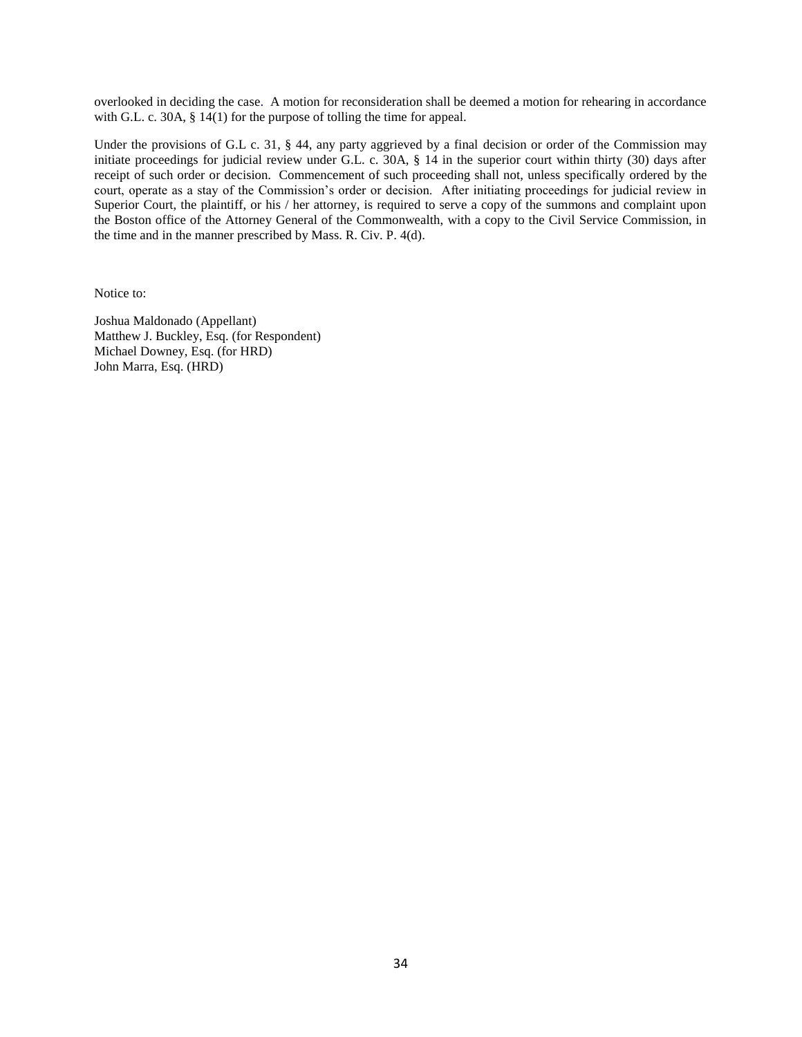overlooked in deciding the case. A motion for reconsideration shall be deemed a motion for rehearing in accordance with G.L. c. 30A, § 14(1) for the purpose of tolling the time for appeal.

Under the provisions of G.L c. 31, § 44, any party aggrieved by a final decision or order of the Commission may initiate proceedings for judicial review under G.L. c. 30A, § 14 in the superior court within thirty (30) days after receipt of such order or decision. Commencement of such proceeding shall not, unless specifically ordered by the court, operate as a stay of the Commission's order or decision. After initiating proceedings for judicial review in Superior Court, the plaintiff, or his / her attorney, is required to serve a copy of the summons and complaint upon the Boston office of the Attorney General of the Commonwealth, with a copy to the Civil Service Commission, in the time and in the manner prescribed by Mass. R. Civ. P. 4(d).

Notice to:

Joshua Maldonado (Appellant)
Matthew J. Buckley, Esq. (for Respondent)
Michael Downey, Esq. (for HRD)
John Marra, Esq. (HRD)